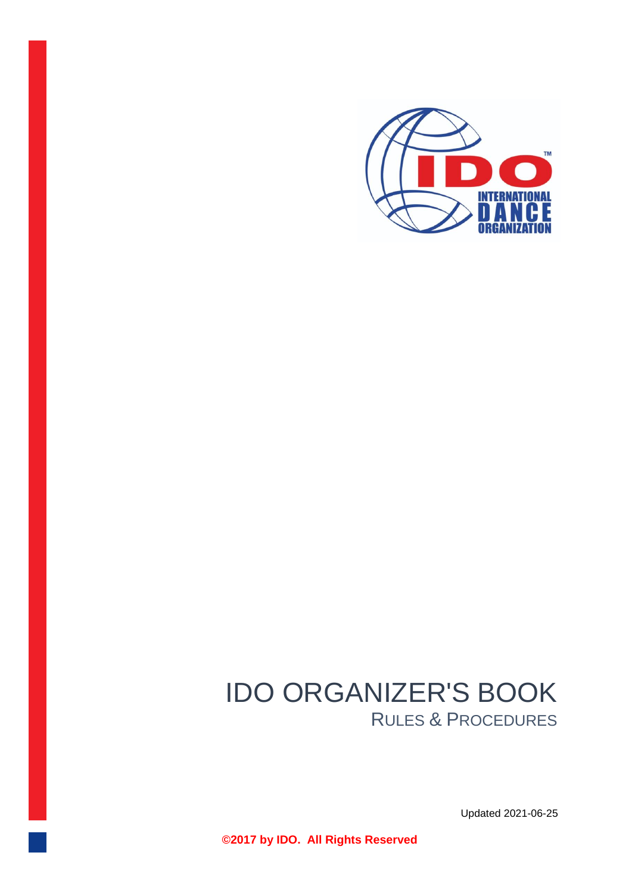# IDO ORGANIZER'S BOOK

## RULES & PROCEDURES

Updated 2021-06-25

**©2017 by IDO. All Rights Reserved**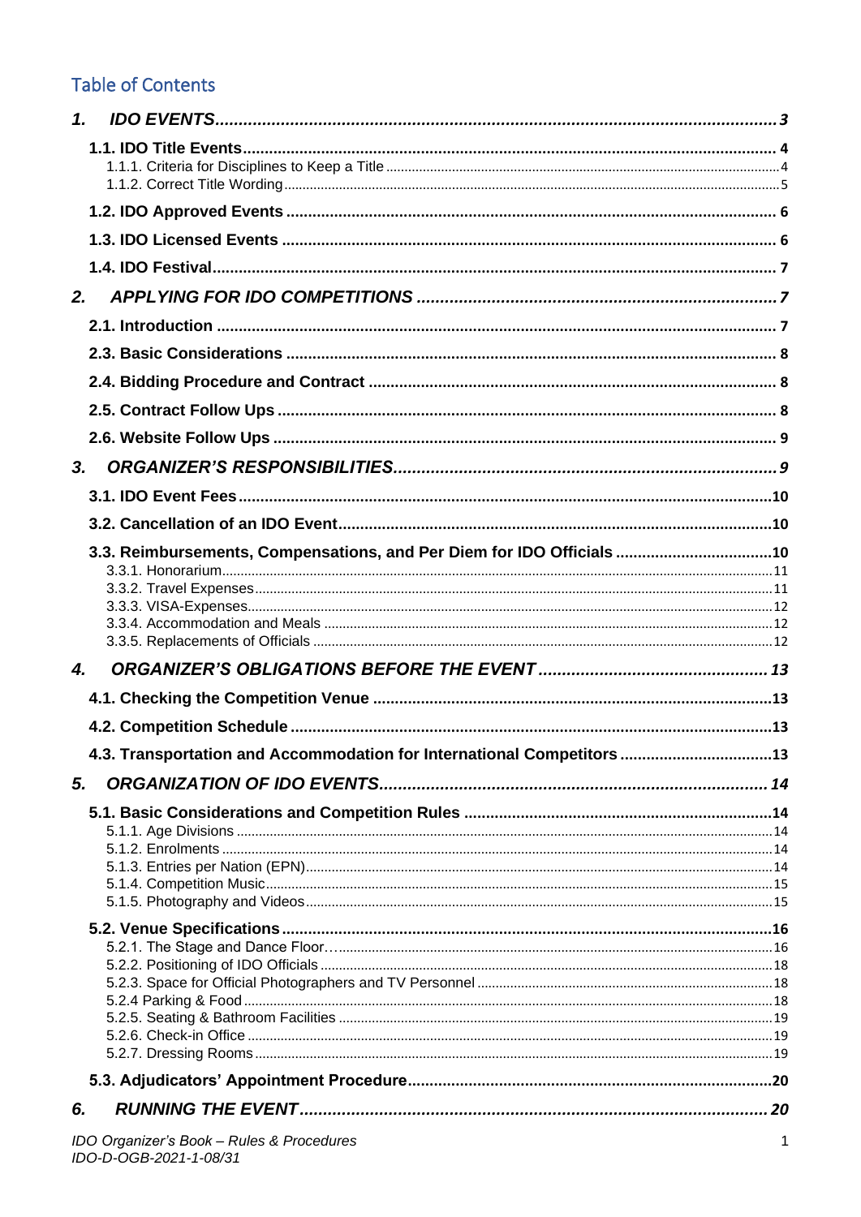## Table of Contents

**1. IDO EVENTS** ........ 3

- **1.1. IDO Title Events** ........ 4
  - 1.1.1. Criteria for Disciplines to Keep a Title ........ 4
  - 1.1.2. Correct Title Wording ........ 5
- **1.2. IDO Approved Events** ........ 6
- **1.3. IDO Licensed Events** ........ 6
- **1.4. IDO Festival** ........ 7

**2. APPLYING FOR IDO COMPETITIONS** ........ 7

- **2.1. Introduction** ........ 7
- **2.3. Basic Considerations** ........ 8
- **2.4. Bidding Procedure and Contract** ........ 8
- **2.5. Contract Follow Ups** ........ 8
- **2.6. Website Follow Ups** ........ 9

**3. ORGANIZER'S RESPONSIBILITIES** ........ 9

- **3.1. IDO Event Fees** ........ 10
- **3.2. Cancellation of an IDO Event** ........ 10
- **3.3. Reimbursements, Compensations, and Per Diem for IDO Officials** ........ 10
  - 3.3.1. Honorarium ........ 11
  - 3.3.2. Travel Expenses ........ 11
  - 3.3.3. VISA-Expenses ........ 12
  - 3.3.4. Accommodation and Meals ........ 12
  - 3.3.5. Replacements of Officials ........ 12

**4. ORGANIZER'S OBLIGATIONS BEFORE THE EVENT** ........ 13

- **4.1. Checking the Competition Venue** ........ 13
- **4.2. Competition Schedule** ........ 13
- **4.3. Transportation and Accommodation for International Competitors** ........ 13

**5. ORGANIZATION OF IDO EVENTS** ........ 14

- **5.1. Basic Considerations and Competition Rules** ........ 14
  - 5.1.1. Age Divisions ........ 14
  - 5.1.2. Enrolments ........ 14
  - 5.1.3. Entries per Nation (EPN) ........ 14
  - 5.1.4. Competition Music ........ 15
  - 5.1.5. Photography and Videos ........ 15
- **5.2. Venue Specifications** ........ 16
  - 5.2.1. The Stage and Dance Floor… ........ 16
  - 5.2.2. Positioning of IDO Officials ........ 18
  - 5.2.3. Space for Official Photographers and TV Personnel ........ 18
  - 5.2.4 Parking & Food ........ 18
  - 5.2.5. Seating & Bathroom Facilities ........ 19
  - 5.2.6. Check-in Office ........ 19
  - 5.2.7. Dressing Rooms ........ 19
- **5.3. Adjudicators' Appointment Procedure** ........ 20

**6. RUNNING THE EVENT** ........ 20

*IDO Organizer's Book – Rules & Procedures*
*IDO-D-OGB-2021-1-08/31*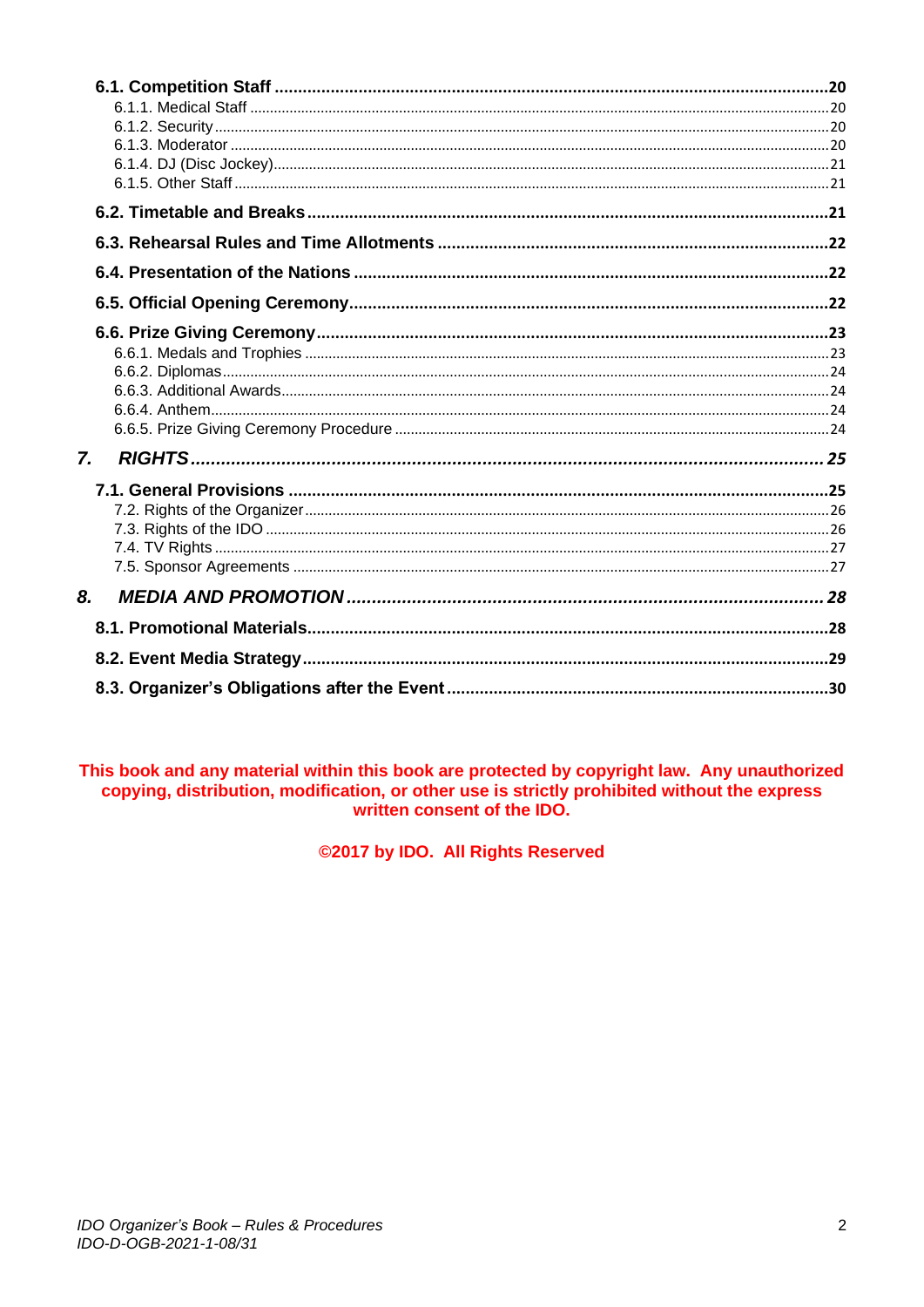**6.1. Competition Staff .....20**
6.1.1. Medical Staff .....20
6.1.2. Security .....20
6.1.3. Moderator .....20
6.1.4. DJ (Disc Jockey) .....21
6.1.5. Other Staff .....21

**6.2. Timetable and Breaks .....21**

**6.3. Rehearsal Rules and Time Allotments .....22**

**6.4. Presentation of the Nations .....22**

**6.5. Official Opening Ceremony .....22**

**6.6. Prize Giving Ceremony .....23**
6.6.1. Medals and Trophies .....23
6.6.2. Diplomas .....24
6.6.3. Additional Awards .....24
6.6.4. Anthem .....24
6.6.5. Prize Giving Ceremony Procedure .....24

***7. RIGHTS .....25***

**7.1. General Provisions .....25**
7.2. Rights of the Organizer .....26
7.3. Rights of the IDO .....26
7.4. TV Rights .....27
7.5. Sponsor Agreements .....27

***8. MEDIA AND PROMOTION .....28***

**8.1. Promotional Materials .....28**

**8.2. Event Media Strategy .....29**

**8.3. Organizer's Obligations after the Event .....30**

**This book and any material within this book are protected by copyright law. Any unauthorized copying, distribution, modification, or other use is strictly prohibited without the express written consent of the IDO.**

**©2017 by IDO. All Rights Reserved**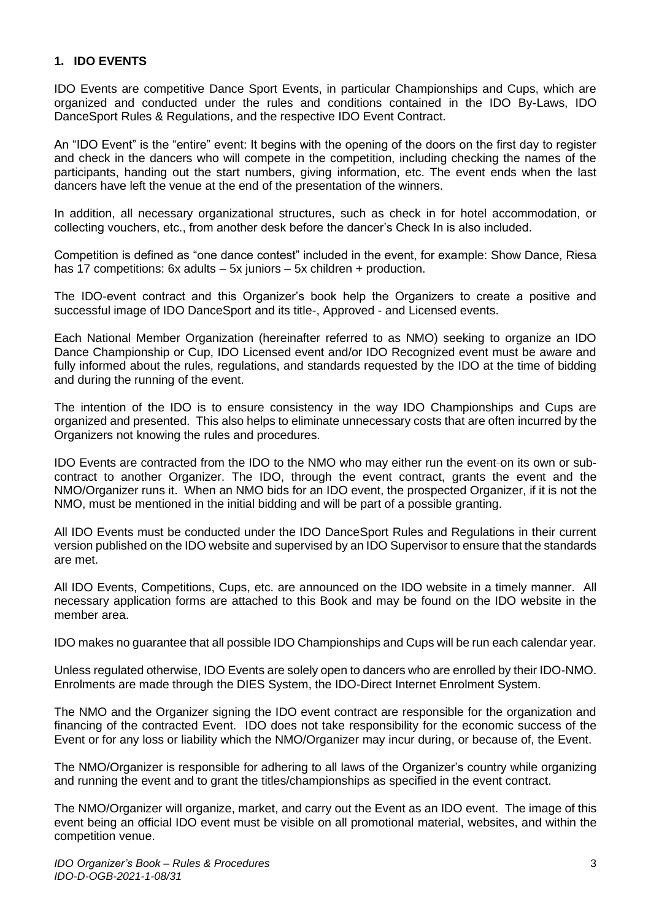## 1. IDO EVENTS

IDO Events are competitive Dance Sport Events, in particular Championships and Cups, which are organized and conducted under the rules and conditions contained in the IDO By-Laws, IDO DanceSport Rules & Regulations, and the respective IDO Event Contract.

An "IDO Event" is the "entire" event: It begins with the opening of the doors on the first day to register and check in the dancers who will compete in the competition, including checking the names of the participants, handing out the start numbers, giving information, etc. The event ends when the last dancers have left the venue at the end of the presentation of the winners.

In addition, all necessary organizational structures, such as check in for hotel accommodation, or collecting vouchers, etc., from another desk before the dancer's Check In is also included.

Competition is defined as "one dance contest" included in the event, for example: Show Dance, Riesa has 17 competitions: 6x adults – 5x juniors – 5x children + production.

The IDO-event contract and this Organizer's book help the Organizers to create a positive and successful image of IDO DanceSport and its title-, Approved - and Licensed events.

Each National Member Organization (hereinafter referred to as NMO) seeking to organize an IDO Dance Championship or Cup, IDO Licensed event and/or IDO Recognized event must be aware and fully informed about the rules, regulations, and standards requested by the IDO at the time of bidding and during the running of the event.

The intention of the IDO is to ensure consistency in the way IDO Championships and Cups are organized and presented. This also helps to eliminate unnecessary costs that are often incurred by the Organizers not knowing the rules and procedures.

IDO Events are contracted from the IDO to the NMO who may either run the event on its own or sub-contract to another Organizer. The IDO, through the event contract, grants the event and the NMO/Organizer runs it. When an NMO bids for an IDO event, the prospected Organizer, if it is not the NMO, must be mentioned in the initial bidding and will be part of a possible granting.

All IDO Events must be conducted under the IDO DanceSport Rules and Regulations in their current version published on the IDO website and supervised by an IDO Supervisor to ensure that the standards are met.

All IDO Events, Competitions, Cups, etc. are announced on the IDO website in a timely manner. All necessary application forms are attached to this Book and may be found on the IDO website in the member area.

IDO makes no guarantee that all possible IDO Championships and Cups will be run each calendar year.

Unless regulated otherwise, IDO Events are solely open to dancers who are enrolled by their IDO-NMO. Enrolments are made through the DIES System, the IDO-Direct Internet Enrolment System.

The NMO and the Organizer signing the IDO event contract are responsible for the organization and financing of the contracted Event. IDO does not take responsibility for the economic success of the Event or for any loss or liability which the NMO/Organizer may incur during, or because of, the Event.

The NMO/Organizer is responsible for adhering to all laws of the Organizer's country while organizing and running the event and to grant the titles/championships as specified in the event contract.

The NMO/Organizer will organize, market, and carry out the Event as an IDO event. The image of this event being an official IDO event must be visible on all promotional material, websites, and within the competition venue.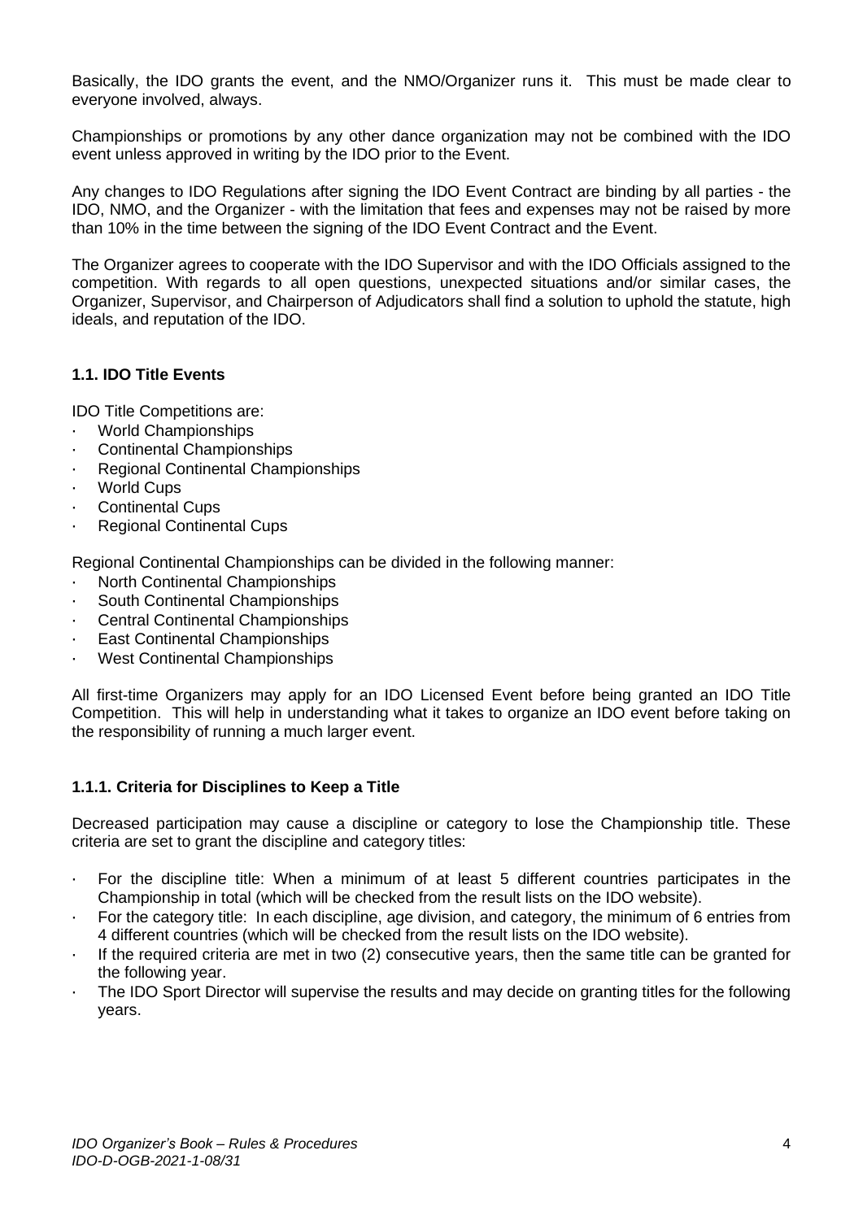Basically, the IDO grants the event, and the NMO/Organizer runs it. This must be made clear to everyone involved, always.

Championships or promotions by any other dance organization may not be combined with the IDO event unless approved in writing by the IDO prior to the Event.

Any changes to IDO Regulations after signing the IDO Event Contract are binding by all parties - the IDO, NMO, and the Organizer - with the limitation that fees and expenses may not be raised by more than 10% in the time between the signing of the IDO Event Contract and the Event.

The Organizer agrees to cooperate with the IDO Supervisor and with the IDO Officials assigned to the competition. With regards to all open questions, unexpected situations and/or similar cases, the Organizer, Supervisor, and Chairperson of Adjudicators shall find a solution to uphold the statute, high ideals, and reputation of the IDO.

### 1.1. IDO Title Events

IDO Title Competitions are:

- World Championships
- Continental Championships
- Regional Continental Championships
- World Cups
- Continental Cups
- Regional Continental Cups

Regional Continental Championships can be divided in the following manner:

- North Continental Championships
- South Continental Championships
- Central Continental Championships
- East Continental Championships
- West Continental Championships

All first-time Organizers may apply for an IDO Licensed Event before being granted an IDO Title Competition. This will help in understanding what it takes to organize an IDO event before taking on the responsibility of running a much larger event.

#### 1.1.1. Criteria for Disciplines to Keep a Title

Decreased participation may cause a discipline or category to lose the Championship title. These criteria are set to grant the discipline and category titles:

- For the discipline title: When a minimum of at least 5 different countries participates in the Championship in total (which will be checked from the result lists on the IDO website).
- For the category title: In each discipline, age division, and category, the minimum of 6 entries from 4 different countries (which will be checked from the result lists on the IDO website).
- If the required criteria are met in two (2) consecutive years, then the same title can be granted for the following year.
- The IDO Sport Director will supervise the results and may decide on granting titles for the following years.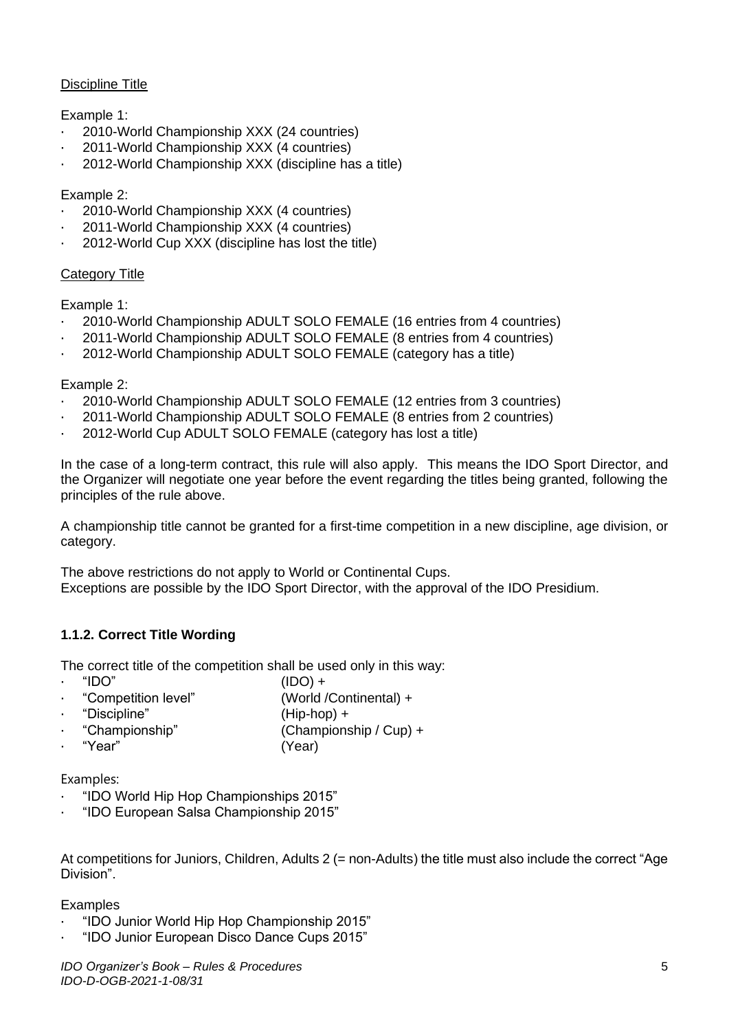Discipline Title

Example 1:

- 2010-World Championship XXX (24 countries)
- 2011-World Championship XXX (4 countries)
- 2012-World Championship XXX (discipline has a title)

Example 2:

- 2010-World Championship XXX (4 countries)
- 2011-World Championship XXX (4 countries)
- 2012-World Cup XXX (discipline has lost the title)

Category Title

Example 1:

- 2010-World Championship ADULT SOLO FEMALE (16 entries from 4 countries)
- 2011-World Championship ADULT SOLO FEMALE (8 entries from 4 countries)
- 2012-World Championship ADULT SOLO FEMALE (category has a title)

Example 2:

- 2010-World Championship ADULT SOLO FEMALE (12 entries from 3 countries)
- 2011-World Championship ADULT SOLO FEMALE (8 entries from 2 countries)
- 2012-World Cup ADULT SOLO FEMALE (category has lost a title)

In the case of a long-term contract, this rule will also apply. This means the IDO Sport Director, and the Organizer will negotiate one year before the event regarding the titles being granted, following the principles of the rule above.

A championship title cannot be granted for a first-time competition in a new discipline, age division, or category.

The above restrictions do not apply to World or Continental Cups.
Exceptions are possible by the IDO Sport Director, with the approval of the IDO Presidium.

### 1.1.2. Correct Title Wording

The correct title of the competition shall be used only in this way:

- "IDO" (IDO) +
- "Competition level" (World /Continental) +
- "Discipline" (Hip-hop) +
- "Championship" (Championship / Cup) +
- "Year" (Year)

Examples:

- "IDO World Hip Hop Championships 2015"
- "IDO European Salsa Championship 2015"

At competitions for Juniors, Children, Adults 2 (= non-Adults) the title must also include the correct "Age Division".

Examples

- "IDO Junior World Hip Hop Championship 2015"
- "IDO Junior European Disco Dance Cups 2015"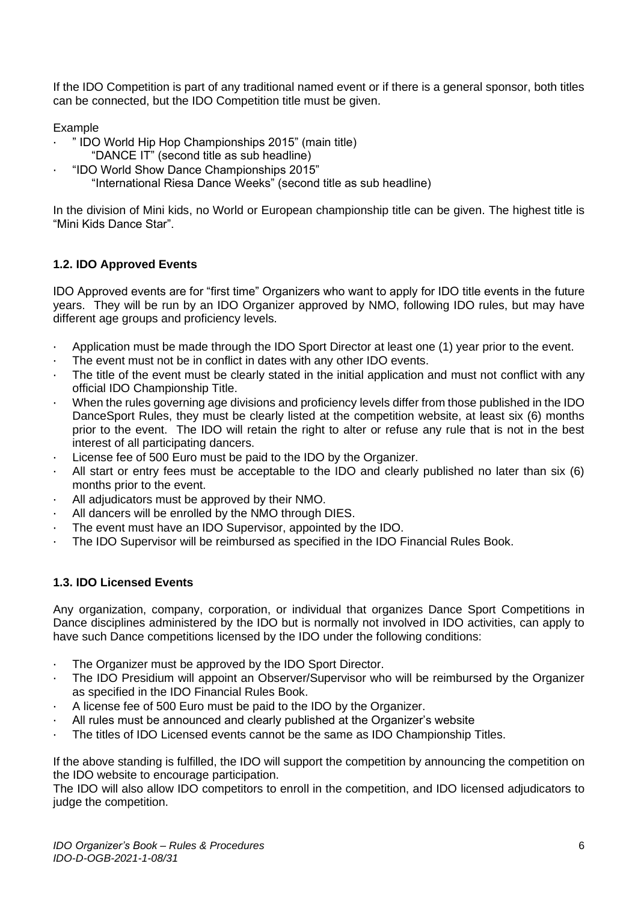If the IDO Competition is part of any traditional named event or if there is a general sponsor, both titles can be connected, but the IDO Competition title must be given.

Example

- " IDO World Hip Hop Championships 2015" (main title)
  "DANCE IT" (second title as sub headline)
- "IDO World Show Dance Championships 2015"
  "International Riesa Dance Weeks" (second title as sub headline)

In the division of Mini kids, no World or European championship title can be given. The highest title is "Mini Kids Dance Star".

### 1.2. IDO Approved Events

IDO Approved events are for "first time" Organizers who want to apply for IDO title events in the future years. They will be run by an IDO Organizer approved by NMO, following IDO rules, but may have different age groups and proficiency levels.

- Application must be made through the IDO Sport Director at least one (1) year prior to the event.
- The event must not be in conflict in dates with any other IDO events.
- The title of the event must be clearly stated in the initial application and must not conflict with any official IDO Championship Title.
- When the rules governing age divisions and proficiency levels differ from those published in the IDO DanceSport Rules, they must be clearly listed at the competition website, at least six (6) months prior to the event. The IDO will retain the right to alter or refuse any rule that is not in the best interest of all participating dancers.
- License fee of 500 Euro must be paid to the IDO by the Organizer.
- All start or entry fees must be acceptable to the IDO and clearly published no later than six (6) months prior to the event.
- All adjudicators must be approved by their NMO.
- All dancers will be enrolled by the NMO through DIES.
- The event must have an IDO Supervisor, appointed by the IDO.
- The IDO Supervisor will be reimbursed as specified in the IDO Financial Rules Book.

### 1.3. IDO Licensed Events

Any organization, company, corporation, or individual that organizes Dance Sport Competitions in Dance disciplines administered by the IDO but is normally not involved in IDO activities, can apply to have such Dance competitions licensed by the IDO under the following conditions:

- The Organizer must be approved by the IDO Sport Director.
- The IDO Presidium will appoint an Observer/Supervisor who will be reimbursed by the Organizer as specified in the IDO Financial Rules Book.
- A license fee of 500 Euro must be paid to the IDO by the Organizer.
- All rules must be announced and clearly published at the Organizer's website
- The titles of IDO Licensed events cannot be the same as IDO Championship Titles.

If the above standing is fulfilled, the IDO will support the competition by announcing the competition on the IDO website to encourage participation.
The IDO will also allow IDO competitors to enroll in the competition, and IDO licensed adjudicators to judge the competition.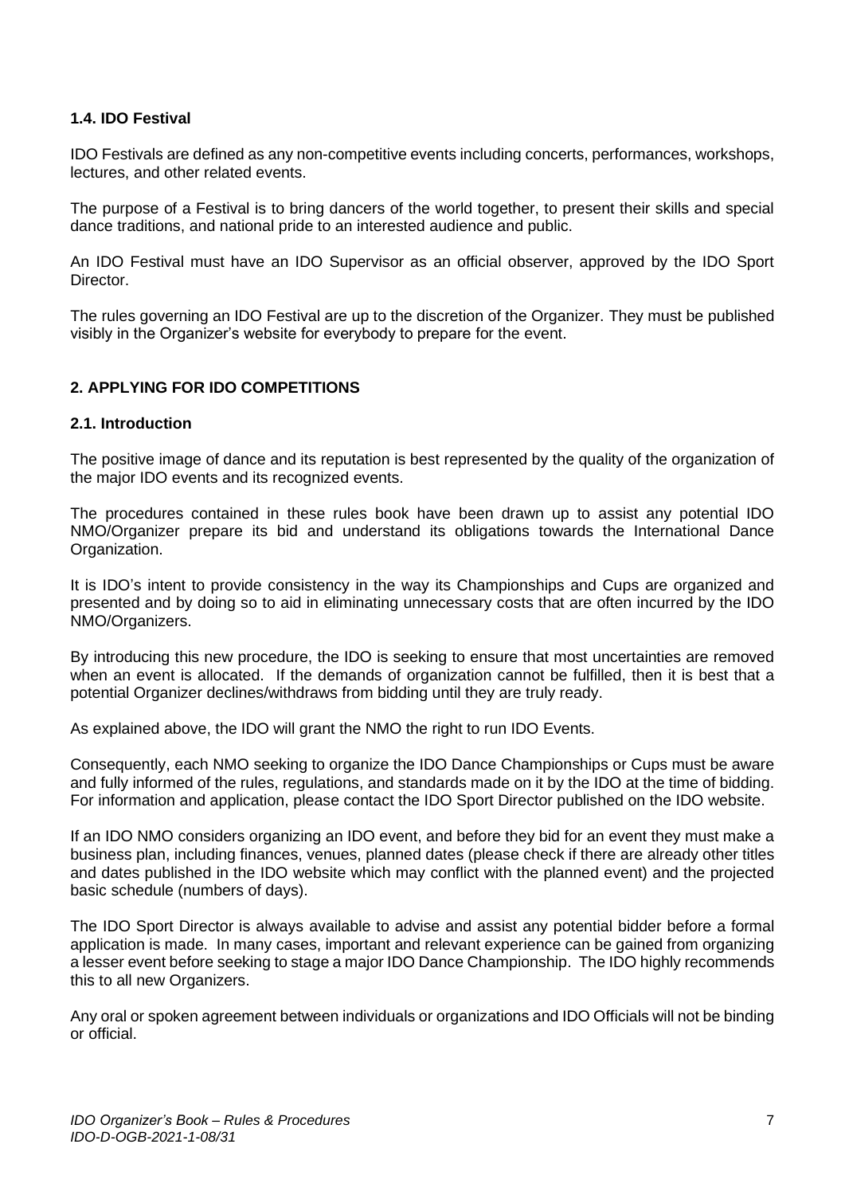### 1.4. IDO Festival

IDO Festivals are defined as any non-competitive events including concerts, performances, workshops, lectures, and other related events.

The purpose of a Festival is to bring dancers of the world together, to present their skills and special dance traditions, and national pride to an interested audience and public.

An IDO Festival must have an IDO Supervisor as an official observer, approved by the IDO Sport Director.

The rules governing an IDO Festival are up to the discretion of the Organizer. They must be published visibly in the Organizer's website for everybody to prepare for the event.

## 2. APPLYING FOR IDO COMPETITIONS

### 2.1. Introduction

The positive image of dance and its reputation is best represented by the quality of the organization of the major IDO events and its recognized events.

The procedures contained in these rules book have been drawn up to assist any potential IDO NMO/Organizer prepare its bid and understand its obligations towards the International Dance Organization.

It is IDO's intent to provide consistency in the way its Championships and Cups are organized and presented and by doing so to aid in eliminating unnecessary costs that are often incurred by the IDO NMO/Organizers.

By introducing this new procedure, the IDO is seeking to ensure that most uncertainties are removed when an event is allocated. If the demands of organization cannot be fulfilled, then it is best that a potential Organizer declines/withdraws from bidding until they are truly ready.

As explained above, the IDO will grant the NMO the right to run IDO Events.

Consequently, each NMO seeking to organize the IDO Dance Championships or Cups must be aware and fully informed of the rules, regulations, and standards made on it by the IDO at the time of bidding. For information and application, please contact the IDO Sport Director published on the IDO website.

If an IDO NMO considers organizing an IDO event, and before they bid for an event they must make a business plan, including finances, venues, planned dates (please check if there are already other titles and dates published in the IDO website which may conflict with the planned event) and the projected basic schedule (numbers of days).

The IDO Sport Director is always available to advise and assist any potential bidder before a formal application is made. In many cases, important and relevant experience can be gained from organizing a lesser event before seeking to stage a major IDO Dance Championship. The IDO highly recommends this to all new Organizers.

Any oral or spoken agreement between individuals or organizations and IDO Officials will not be binding or official.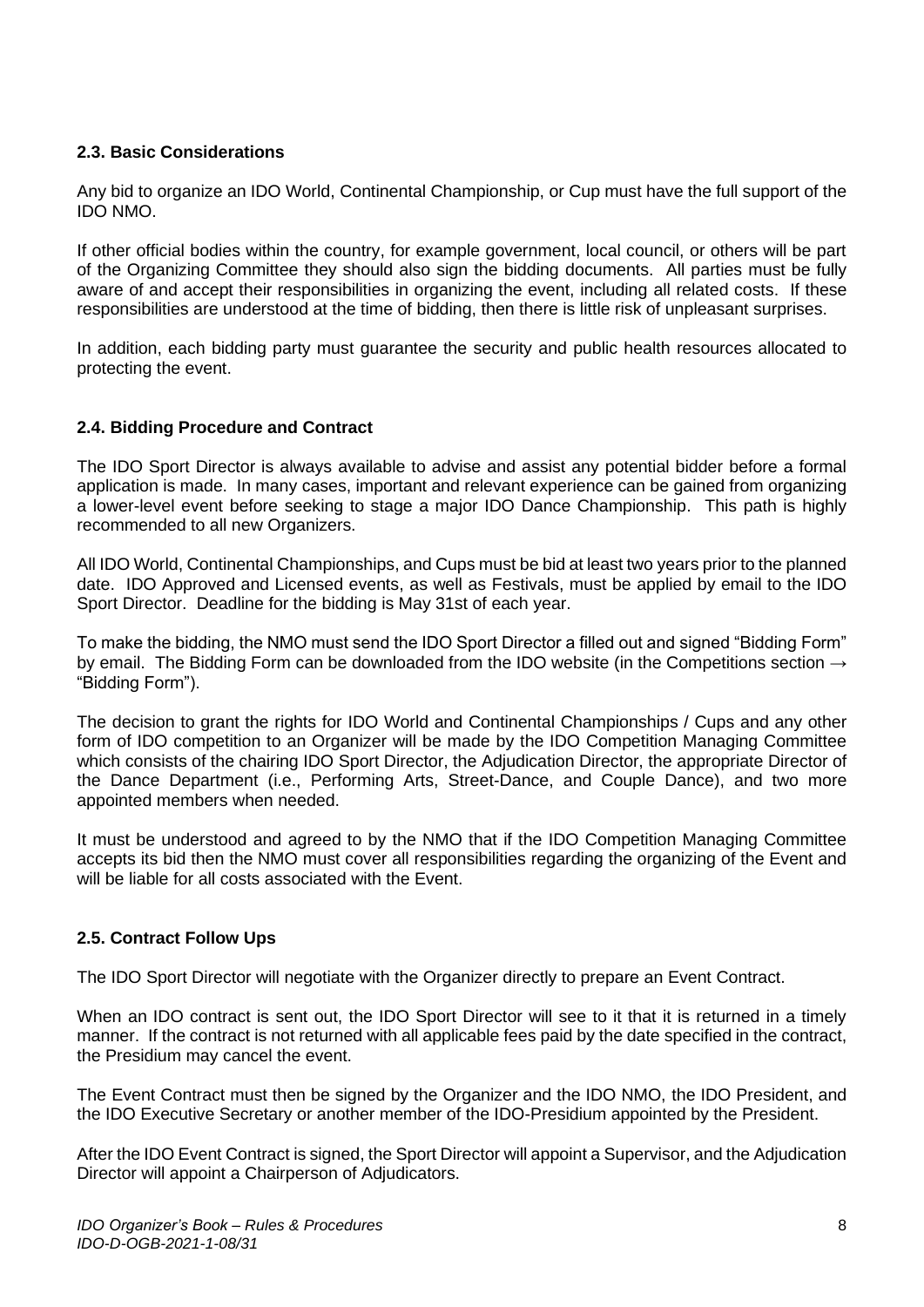### 2.3. Basic Considerations

Any bid to organize an IDO World, Continental Championship, or Cup must have the full support of the IDO NMO.

If other official bodies within the country, for example government, local council, or others will be part of the Organizing Committee they should also sign the bidding documents. All parties must be fully aware of and accept their responsibilities in organizing the event, including all related costs. If these responsibilities are understood at the time of bidding, then there is little risk of unpleasant surprises.

In addition, each bidding party must guarantee the security and public health resources allocated to protecting the event.

### 2.4. Bidding Procedure and Contract

The IDO Sport Director is always available to advise and assist any potential bidder before a formal application is made. In many cases, important and relevant experience can be gained from organizing a lower-level event before seeking to stage a major IDO Dance Championship. This path is highly recommended to all new Organizers.

All IDO World, Continental Championships, and Cups must be bid at least two years prior to the planned date. IDO Approved and Licensed events, as well as Festivals, must be applied by email to the IDO Sport Director. Deadline for the bidding is May 31st of each year.

To make the bidding, the NMO must send the IDO Sport Director a filled out and signed "Bidding Form" by email. The Bidding Form can be downloaded from the IDO website (in the Competitions section → "Bidding Form").

The decision to grant the rights for IDO World and Continental Championships / Cups and any other form of IDO competition to an Organizer will be made by the IDO Competition Managing Committee which consists of the chairing IDO Sport Director, the Adjudication Director, the appropriate Director of the Dance Department (i.e., Performing Arts, Street-Dance, and Couple Dance), and two more appointed members when needed.

It must be understood and agreed to by the NMO that if the IDO Competition Managing Committee accepts its bid then the NMO must cover all responsibilities regarding the organizing of the Event and will be liable for all costs associated with the Event.

### 2.5. Contract Follow Ups

The IDO Sport Director will negotiate with the Organizer directly to prepare an Event Contract.

When an IDO contract is sent out, the IDO Sport Director will see to it that it is returned in a timely manner. If the contract is not returned with all applicable fees paid by the date specified in the contract, the Presidium may cancel the event.

The Event Contract must then be signed by the Organizer and the IDO NMO, the IDO President, and the IDO Executive Secretary or another member of the IDO-Presidium appointed by the President.

After the IDO Event Contract is signed, the Sport Director will appoint a Supervisor, and the Adjudication Director will appoint a Chairperson of Adjudicators.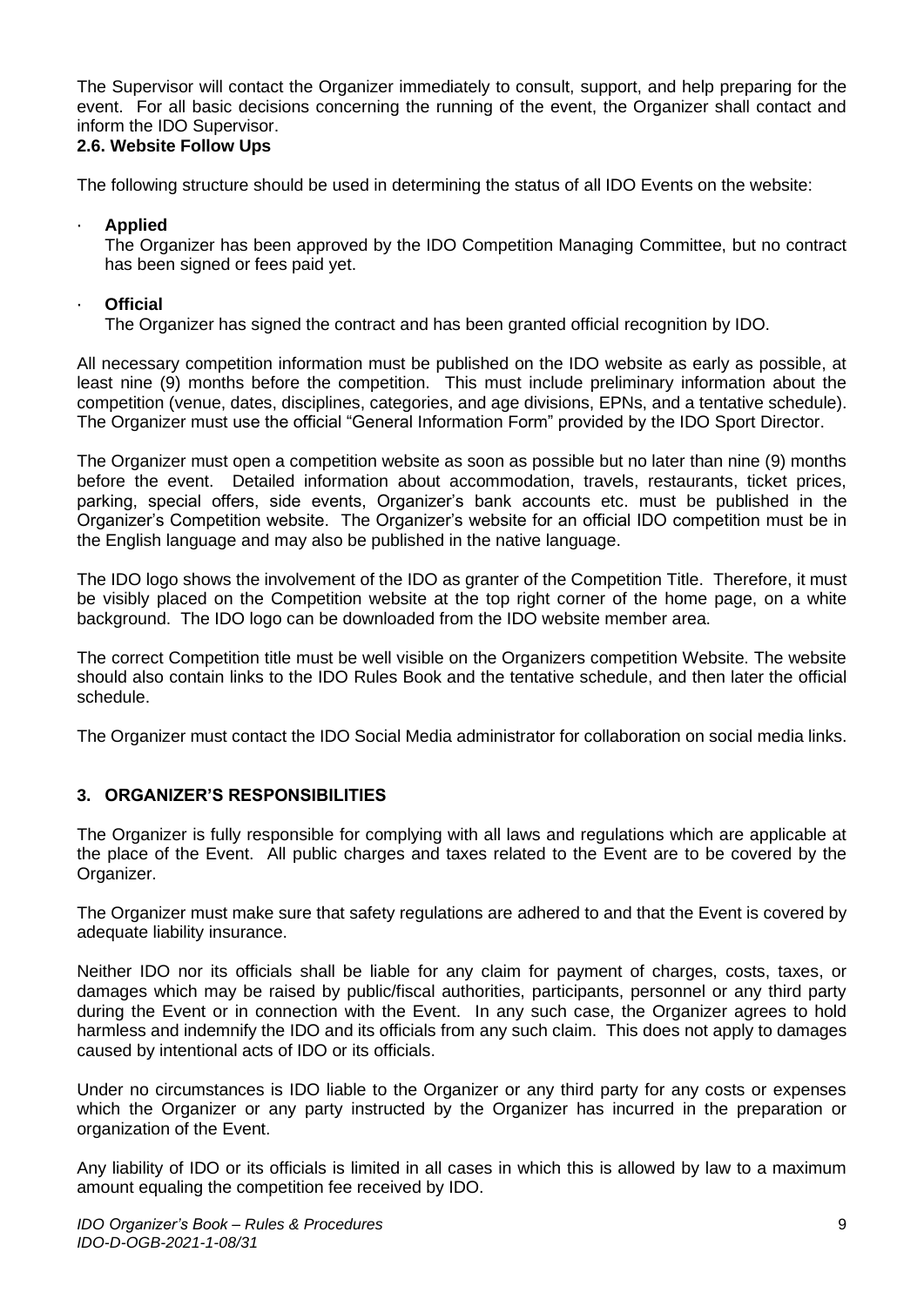The Supervisor will contact the Organizer immediately to consult, support, and help preparing for the event. For all basic decisions concerning the running of the event, the Organizer shall contact and inform the IDO Supervisor.

### 2.6. Website Follow Ups

The following structure should be used in determining the status of all IDO Events on the website:

- **Applied**
  The Organizer has been approved by the IDO Competition Managing Committee, but no contract has been signed or fees paid yet.

- **Official**
  The Organizer has signed the contract and has been granted official recognition by IDO.

All necessary competition information must be published on the IDO website as early as possible, at least nine (9) months before the competition. This must include preliminary information about the competition (venue, dates, disciplines, categories, and age divisions, EPNs, and a tentative schedule). The Organizer must use the official "General Information Form" provided by the IDO Sport Director.

The Organizer must open a competition website as soon as possible but no later than nine (9) months before the event. Detailed information about accommodation, travels, restaurants, ticket prices, parking, special offers, side events, Organizer's bank accounts etc. must be published in the Organizer's Competition website. The Organizer's website for an official IDO competition must be in the English language and may also be published in the native language.

The IDO logo shows the involvement of the IDO as granter of the Competition Title. Therefore, it must be visibly placed on the Competition website at the top right corner of the home page, on a white background. The IDO logo can be downloaded from the IDO website member area.

The correct Competition title must be well visible on the Organizers competition Website. The website should also contain links to the IDO Rules Book and the tentative schedule, and then later the official schedule.

The Organizer must contact the IDO Social Media administrator for collaboration on social media links.

## 3. ORGANIZER'S RESPONSIBILITIES

The Organizer is fully responsible for complying with all laws and regulations which are applicable at the place of the Event. All public charges and taxes related to the Event are to be covered by the Organizer.

The Organizer must make sure that safety regulations are adhered to and that the Event is covered by adequate liability insurance.

Neither IDO nor its officials shall be liable for any claim for payment of charges, costs, taxes, or damages which may be raised by public/fiscal authorities, participants, personnel or any third party during the Event or in connection with the Event. In any such case, the Organizer agrees to hold harmless and indemnify the IDO and its officials from any such claim. This does not apply to damages caused by intentional acts of IDO or its officials.

Under no circumstances is IDO liable to the Organizer or any third party for any costs or expenses which the Organizer or any party instructed by the Organizer has incurred in the preparation or organization of the Event.

Any liability of IDO or its officials is limited in all cases in which this is allowed by law to a maximum amount equaling the competition fee received by IDO.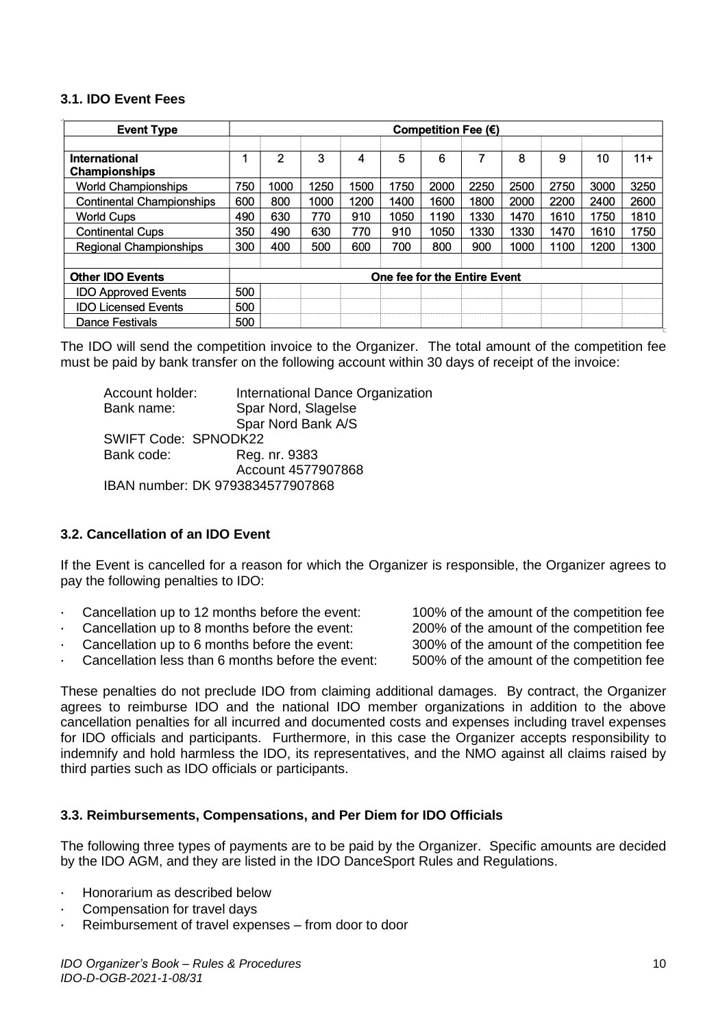### 3.1. IDO Event Fees

| Event Type | Competition Fee (€) | | | | | | | | | | |
|---|---|---|---|---|---|---|---|---|---|---|---|
| **International Championships** | 1 | 2 | 3 | 4 | 5 | 6 | 7 | 8 | 9 | 10 | 11+ |
| World Championships | 750 | 1000 | 1250 | 1500 | 1750 | 2000 | 2250 | 2500 | 2750 | 3000 | 3250 |
| Continental Championships | 600 | 800 | 1000 | 1200 | 1400 | 1600 | 1800 | 2000 | 2200 | 2400 | 2600 |
| World Cups | 490 | 630 | 770 | 910 | 1050 | 1190 | 1330 | 1470 | 1610 | 1750 | 1810 |
| Continental Cups | 350 | 490 | 630 | 770 | 910 | 1050 | 1330 | 1330 | 1470 | 1610 | 1750 |
| Regional Championships | 300 | 400 | 500 | 600 | 700 | 800 | 900 | 1000 | 1100 | 1200 | 1300 |
| **Other IDO Events** | **One fee for the Entire Event** | | | | | | | | | | |
| IDO Approved Events | 500 | | | | | | | | | | |
| IDO Licensed Events | 500 | | | | | | | | | | |
| Dance Festivals | 500 | | | | | | | | | | |

The IDO will send the competition invoice to the Organizer. The total amount of the competition fee must be paid by bank transfer on the following account within 30 days of receipt of the invoice:

Account holder: International Dance Organization
Bank name: Spar Nord, Slagelse
Spar Nord Bank A/S
SWIFT Code: SPNODK22
Bank code: Reg. nr. 9383
Account 4577907868
IBAN number: DK 9793834577907868

### 3.2. Cancellation of an IDO Event

If the Event is cancelled for a reason for which the Organizer is responsible, the Organizer agrees to pay the following penalties to IDO:

- Cancellation up to 12 months before the event: 100% of the amount of the competition fee
- Cancellation up to 8 months before the event: 200% of the amount of the competition fee
- Cancellation up to 6 months before the event: 300% of the amount of the competition fee
- Cancellation less than 6 months before the event: 500% of the amount of the competition fee

These penalties do not preclude IDO from claiming additional damages. By contract, the Organizer agrees to reimburse IDO and the national IDO member organizations in addition to the above cancellation penalties for all incurred and documented costs and expenses including travel expenses for IDO officials and participants. Furthermore, in this case the Organizer accepts responsibility to indemnify and hold harmless the IDO, its representatives, and the NMO against all claims raised by third parties such as IDO officials or participants.

### 3.3. Reimbursements, Compensations, and Per Diem for IDO Officials

The following three types of payments are to be paid by the Organizer. Specific amounts are decided by the IDO AGM, and they are listed in the IDO DanceSport Rules and Regulations.

- Honorarium as described below
- Compensation for travel days
- Reimbursement of travel expenses – from door to door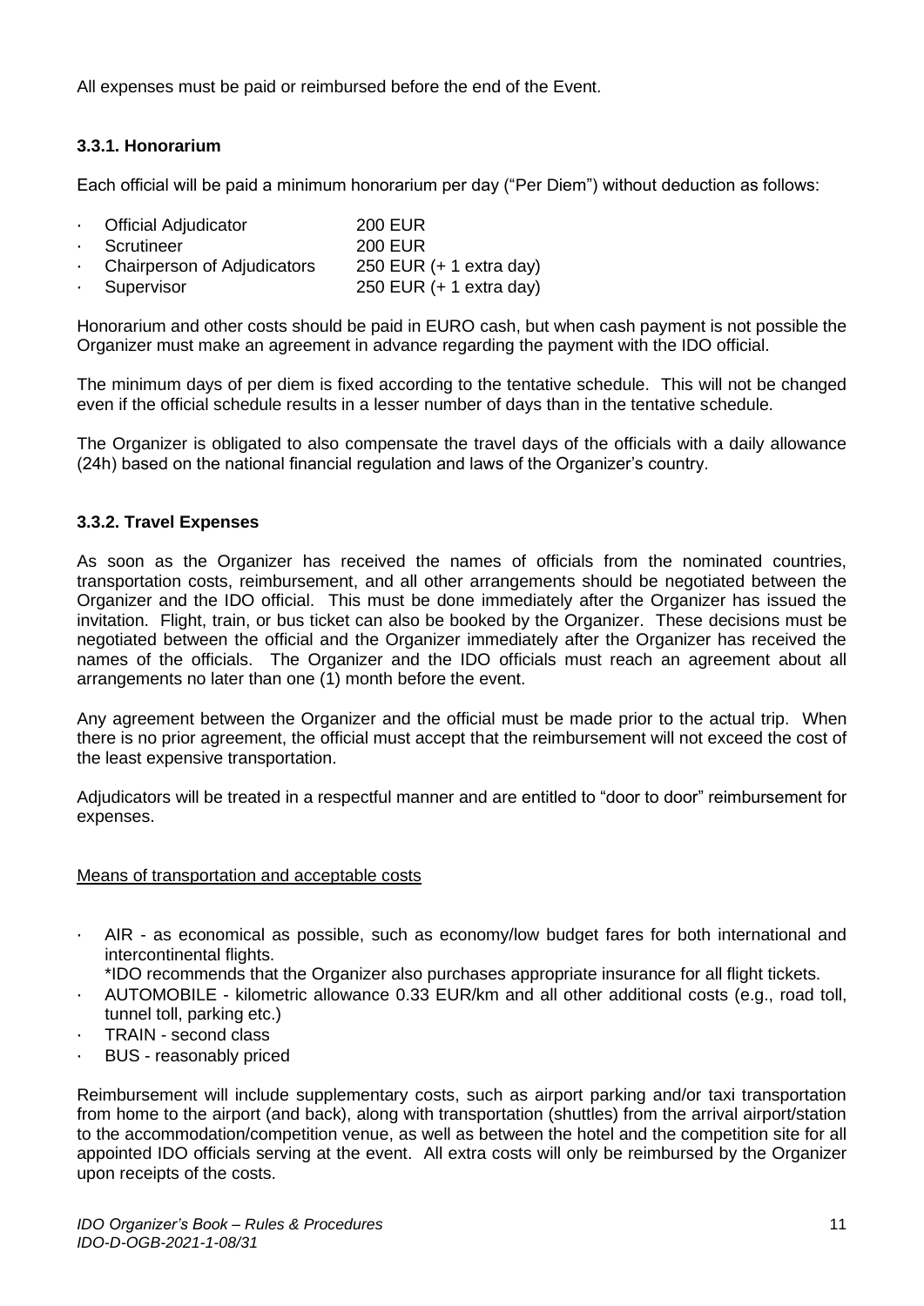All expenses must be paid or reimbursed before the end of the Event.

### 3.3.1. Honorarium

Each official will be paid a minimum honorarium per day ("Per Diem") without deduction as follows:

- Official Adjudicator 200 EUR
- Scrutineer 200 EUR
- Chairperson of Adjudicators 250 EUR (+ 1 extra day)
- Supervisor 250 EUR (+ 1 extra day)

Honorarium and other costs should be paid in EURO cash, but when cash payment is not possible the Organizer must make an agreement in advance regarding the payment with the IDO official.

The minimum days of per diem is fixed according to the tentative schedule. This will not be changed even if the official schedule results in a lesser number of days than in the tentative schedule.

The Organizer is obligated to also compensate the travel days of the officials with a daily allowance (24h) based on the national financial regulation and laws of the Organizer's country.

### 3.3.2. Travel Expenses

As soon as the Organizer has received the names of officials from the nominated countries, transportation costs, reimbursement, and all other arrangements should be negotiated between the Organizer and the IDO official. This must be done immediately after the Organizer has issued the invitation. Flight, train, or bus ticket can also be booked by the Organizer. These decisions must be negotiated between the official and the Organizer immediately after the Organizer has received the names of the officials. The Organizer and the IDO officials must reach an agreement about all arrangements no later than one (1) month before the event.

Any agreement between the Organizer and the official must be made prior to the actual trip. When there is no prior agreement, the official must accept that the reimbursement will not exceed the cost of the least expensive transportation.

Adjudicators will be treated in a respectful manner and are entitled to "door to door" reimbursement for expenses.

<u>Means of transportation and acceptable costs</u>

- AIR - as economical as possible, such as economy/low budget fares for both international and intercontinental flights.
  *IDO recommends that the Organizer also purchases appropriate insurance for all flight tickets.
- AUTOMOBILE - kilometric allowance 0.33 EUR/km and all other additional costs (e.g., road toll, tunnel toll, parking etc.)
- TRAIN - second class
- BUS - reasonably priced

Reimbursement will include supplementary costs, such as airport parking and/or taxi transportation from home to the airport (and back), along with transportation (shuttles) from the arrival airport/station to the accommodation/competition venue, as well as between the hotel and the competition site for all appointed IDO officials serving at the event. All extra costs will only be reimbursed by the Organizer upon receipts of the costs.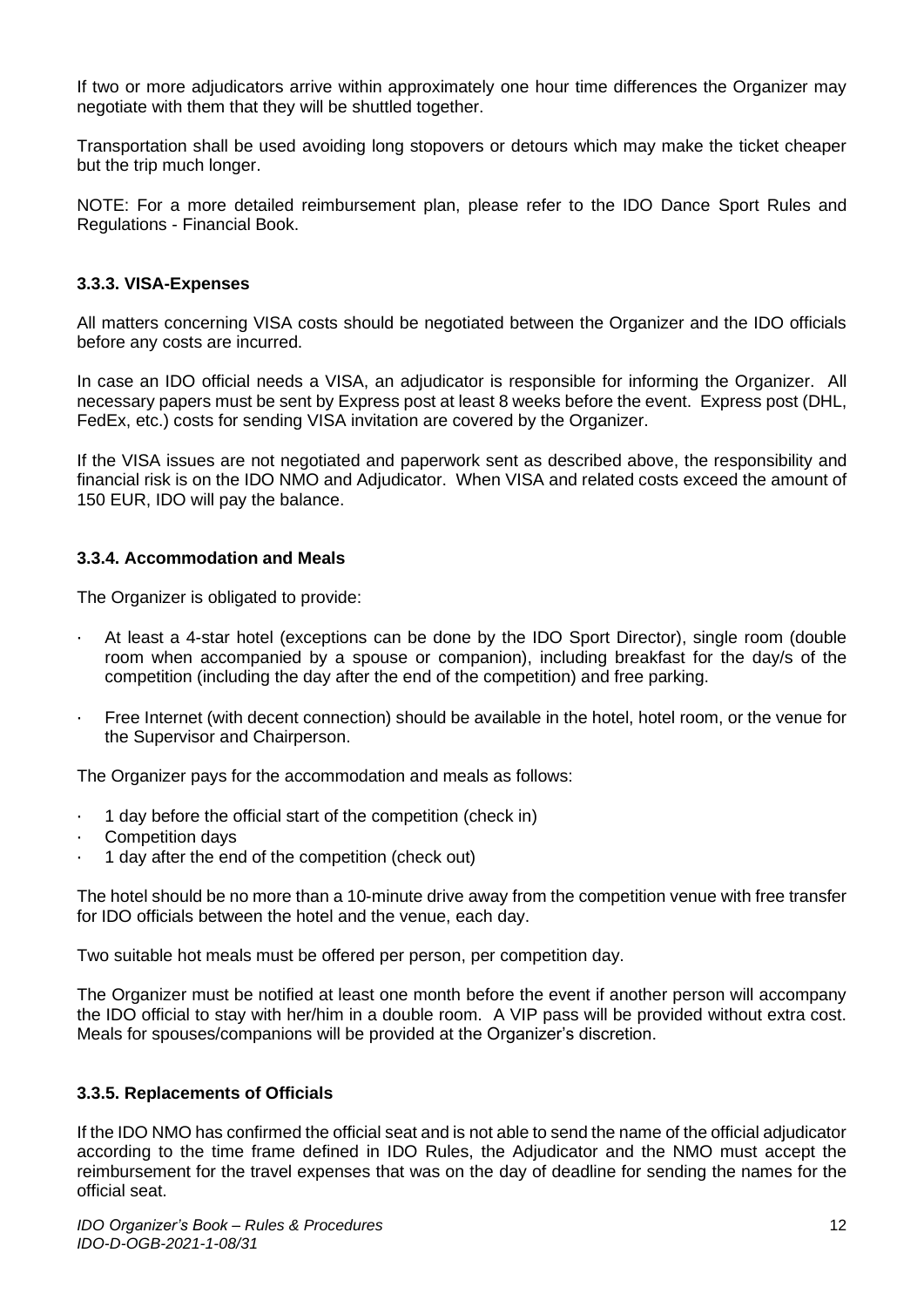If two or more adjudicators arrive within approximately one hour time differences the Organizer may negotiate with them that they will be shuttled together.

Transportation shall be used avoiding long stopovers or detours which may make the ticket cheaper but the trip much longer.

NOTE: For a more detailed reimbursement plan, please refer to the IDO Dance Sport Rules and Regulations - Financial Book.

### 3.3.3. VISA-Expenses

All matters concerning VISA costs should be negotiated between the Organizer and the IDO officials before any costs are incurred.

In case an IDO official needs a VISA, an adjudicator is responsible for informing the Organizer. All necessary papers must be sent by Express post at least 8 weeks before the event. Express post (DHL, FedEx, etc.) costs for sending VISA invitation are covered by the Organizer.

If the VISA issues are not negotiated and paperwork sent as described above, the responsibility and financial risk is on the IDO NMO and Adjudicator. When VISA and related costs exceed the amount of 150 EUR, IDO will pay the balance.

### 3.3.4. Accommodation and Meals

The Organizer is obligated to provide:

- At least a 4-star hotel (exceptions can be done by the IDO Sport Director), single room (double room when accompanied by a spouse or companion), including breakfast for the day/s of the competition (including the day after the end of the competition) and free parking.
- Free Internet (with decent connection) should be available in the hotel, hotel room, or the venue for the Supervisor and Chairperson.

The Organizer pays for the accommodation and meals as follows:

- 1 day before the official start of the competition (check in)
- Competition days
- 1 day after the end of the competition (check out)

The hotel should be no more than a 10-minute drive away from the competition venue with free transfer for IDO officials between the hotel and the venue, each day.

Two suitable hot meals must be offered per person, per competition day.

The Organizer must be notified at least one month before the event if another person will accompany the IDO official to stay with her/him in a double room. A VIP pass will be provided without extra cost. Meals for spouses/companions will be provided at the Organizer's discretion.

### 3.3.5. Replacements of Officials

If the IDO NMO has confirmed the official seat and is not able to send the name of the official adjudicator according to the time frame defined in IDO Rules, the Adjudicator and the NMO must accept the reimbursement for the travel expenses that was on the day of deadline for sending the names for the official seat.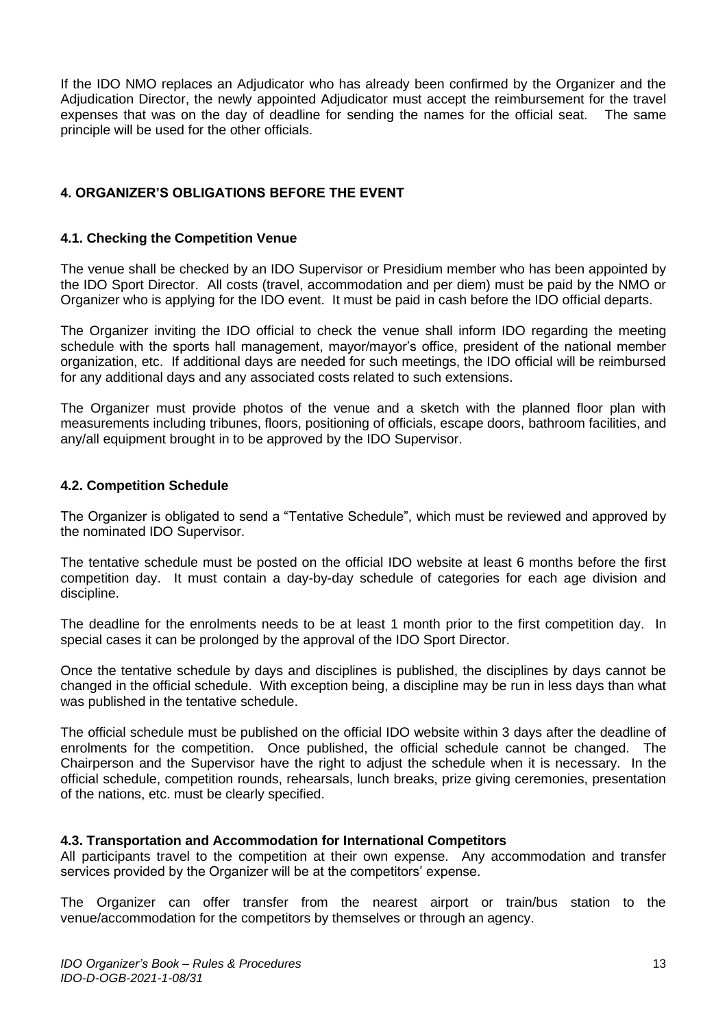If the IDO NMO replaces an Adjudicator who has already been confirmed by the Organizer and the Adjudication Director, the newly appointed Adjudicator must accept the reimbursement for the travel expenses that was on the day of deadline for sending the names for the official seat. The same principle will be used for the other officials.

## 4. ORGANIZER'S OBLIGATIONS BEFORE THE EVENT

### 4.1. Checking the Competition Venue

The venue shall be checked by an IDO Supervisor or Presidium member who has been appointed by the IDO Sport Director. All costs (travel, accommodation and per diem) must be paid by the NMO or Organizer who is applying for the IDO event. It must be paid in cash before the IDO official departs.

The Organizer inviting the IDO official to check the venue shall inform IDO regarding the meeting schedule with the sports hall management, mayor/mayor's office, president of the national member organization, etc. If additional days are needed for such meetings, the IDO official will be reimbursed for any additional days and any associated costs related to such extensions.

The Organizer must provide photos of the venue and a sketch with the planned floor plan with measurements including tribunes, floors, positioning of officials, escape doors, bathroom facilities, and any/all equipment brought in to be approved by the IDO Supervisor.

### 4.2. Competition Schedule

The Organizer is obligated to send a "Tentative Schedule", which must be reviewed and approved by the nominated IDO Supervisor.

The tentative schedule must be posted on the official IDO website at least 6 months before the first competition day. It must contain a day-by-day schedule of categories for each age division and discipline.

The deadline for the enrolments needs to be at least 1 month prior to the first competition day. In special cases it can be prolonged by the approval of the IDO Sport Director.

Once the tentative schedule by days and disciplines is published, the disciplines by days cannot be changed in the official schedule. With exception being, a discipline may be run in less days than what was published in the tentative schedule.

The official schedule must be published on the official IDO website within 3 days after the deadline of enrolments for the competition. Once published, the official schedule cannot be changed. The Chairperson and the Supervisor have the right to adjust the schedule when it is necessary. In the official schedule, competition rounds, rehearsals, lunch breaks, prize giving ceremonies, presentation of the nations, etc. must be clearly specified.

### 4.3. Transportation and Accommodation for International Competitors

All participants travel to the competition at their own expense. Any accommodation and transfer services provided by the Organizer will be at the competitors' expense.

The Organizer can offer transfer from the nearest airport or train/bus station to the venue/accommodation for the competitors by themselves or through an agency.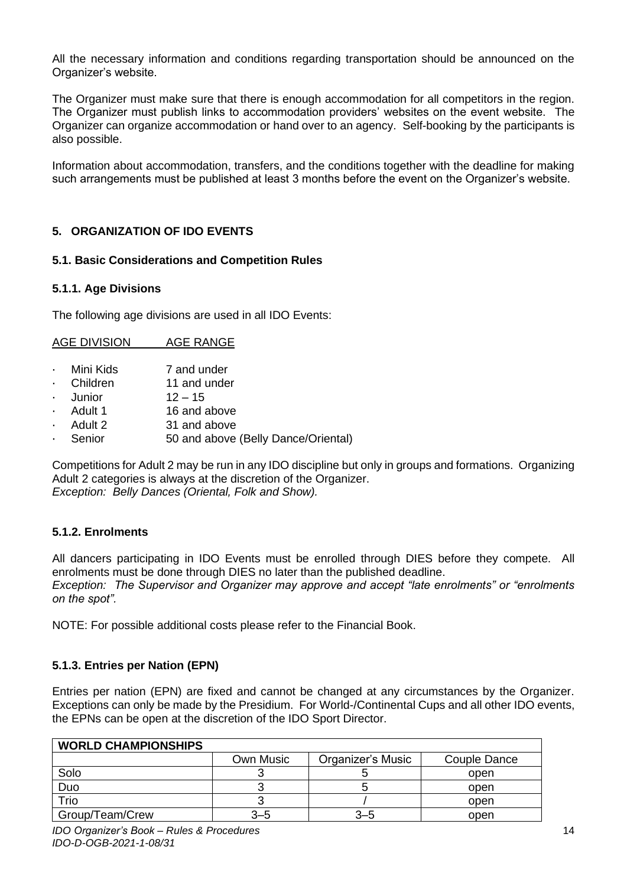All the necessary information and conditions regarding transportation should be announced on the Organizer's website.

The Organizer must make sure that there is enough accommodation for all competitors in the region. The Organizer must publish links to accommodation providers' websites on the event website. The Organizer can organize accommodation or hand over to an agency. Self-booking by the participants is also possible.

Information about accommodation, transfers, and the conditions together with the deadline for making such arrangements must be published at least 3 months before the event on the Organizer's website.

## 5. ORGANIZATION OF IDO EVENTS

### 5.1. Basic Considerations and Competition Rules

#### 5.1.1. Age Divisions

The following age divisions are used in all IDO Events:

| AGE DIVISION | AGE RANGE |
|---|---|
| · Mini Kids | 7 and under |
| · Children | 11 and under |
| · Junior | 12 – 15 |
| · Adult 1 | 16 and above |
| · Adult 2 | 31 and above |
| · Senior | 50 and above (Belly Dance/Oriental) |

Competitions for Adult 2 may be run in any IDO discipline but only in groups and formations. Organizing Adult 2 categories is always at the discretion of the Organizer.
*Exception: Belly Dances (Oriental, Folk and Show).*

#### 5.1.2. Enrolments

All dancers participating in IDO Events must be enrolled through DIES before they compete. All enrolments must be done through DIES no later than the published deadline.
*Exception: The Supervisor and Organizer may approve and accept "late enrolments" or "enrolments on the spot".*

NOTE: For possible additional costs please refer to the Financial Book.

#### 5.1.3. Entries per Nation (EPN)

Entries per nation (EPN) are fixed and cannot be changed at any circumstances by the Organizer. Exceptions can only be made by the Presidium. For World-/Continental Cups and all other IDO events, the EPNs can be open at the discretion of the IDO Sport Director.

| WORLD CHAMPIONSHIPS | | | |
|---|---|---|---|
| | Own Music | Organizer's Music | Couple Dance |
| Solo | 3 | 5 | open |
| Duo | 3 | 5 | open |
| Trio | 3 | / | open |
| Group/Team/Crew | 3–5 | 3–5 | open |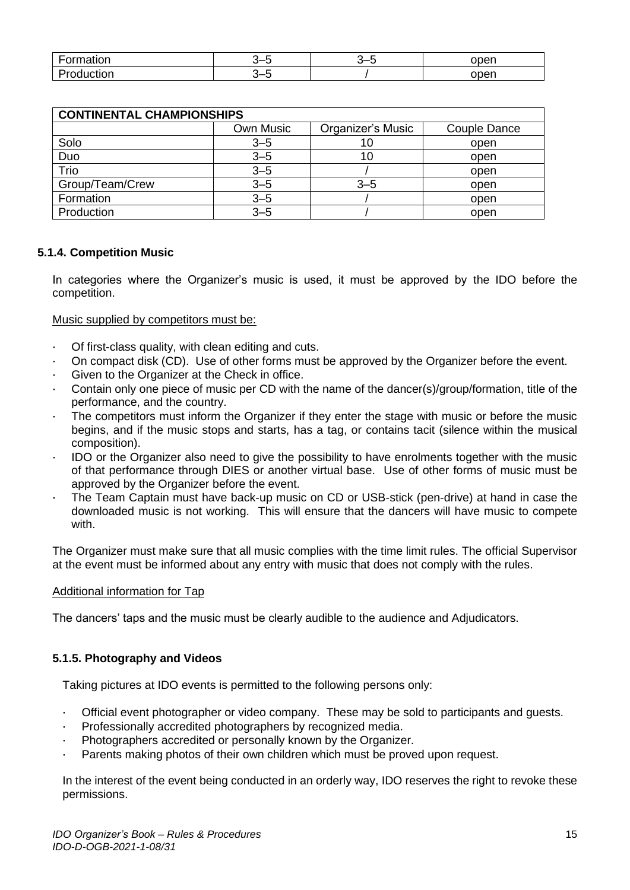| Formation | 3–5 | 3–5 | open |
| --- | --- | --- | --- |
| Production | 3–5 | / | open |

| CONTINENTAL CHAMPIONSHIPS | | | |
| --- | --- | --- | --- |
| | Own Music | Organizer's Music | Couple Dance |
| Solo | 3–5 | 10 | open |
| Duo | 3–5 | 10 | open |
| Trio | 3–5 | / | open |
| Group/Team/Crew | 3–5 | 3–5 | open |
| Formation | 3–5 | / | open |
| Production | 3–5 | / | open |

### 5.1.4. Competition Music

In categories where the Organizer's music is used, it must be approved by the IDO before the competition.

Music supplied by competitors must be:

- Of first-class quality, with clean editing and cuts.
- On compact disk (CD). Use of other forms must be approved by the Organizer before the event.
- Given to the Organizer at the Check in office.
- Contain only one piece of music per CD with the name of the dancer(s)/group/formation, title of the performance, and the country.
- The competitors must inform the Organizer if they enter the stage with music or before the music begins, and if the music stops and starts, has a tag, or contains tacit (silence within the musical composition).
- IDO or the Organizer also need to give the possibility to have enrolments together with the music of that performance through DIES or another virtual base. Use of other forms of music must be approved by the Organizer before the event.
- The Team Captain must have back-up music on CD or USB-stick (pen-drive) at hand in case the downloaded music is not working. This will ensure that the dancers will have music to compete with.

The Organizer must make sure that all music complies with the time limit rules. The official Supervisor at the event must be informed about any entry with music that does not comply with the rules.

Additional information for Tap

The dancers' taps and the music must be clearly audible to the audience and Adjudicators.

### 5.1.5. Photography and Videos

Taking pictures at IDO events is permitted to the following persons only:

- Official event photographer or video company. These may be sold to participants and guests.
- Professionally accredited photographers by recognized media.
- Photographers accredited or personally known by the Organizer.
- Parents making photos of their own children which must be proved upon request.

In the interest of the event being conducted in an orderly way, IDO reserves the right to revoke these permissions.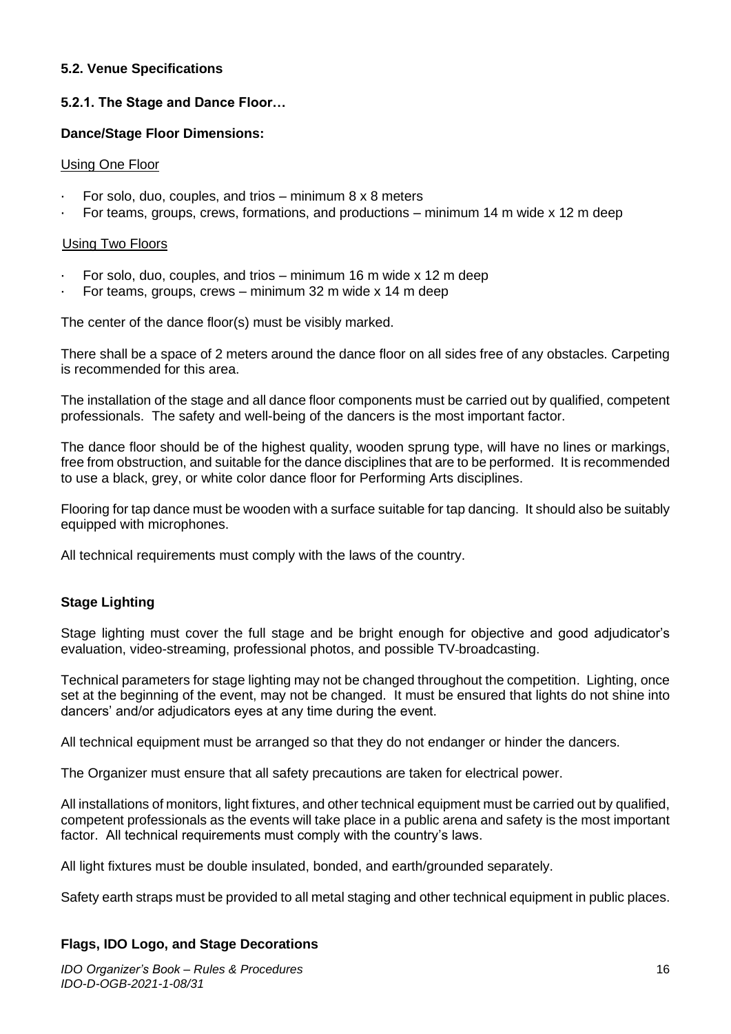### 5.2. Venue Specifications

#### 5.2.1. The Stage and Dance Floor…

**Dance/Stage Floor Dimensions:**

Using One Floor

- For solo, duo, couples, and trios – minimum 8 x 8 meters
- For teams, groups, crews, formations, and productions – minimum 14 m wide x 12 m deep

Using Two Floors

- For solo, duo, couples, and trios – minimum 16 m wide x 12 m deep
- For teams, groups, crews – minimum 32 m wide x 14 m deep

The center of the dance floor(s) must be visibly marked.

There shall be a space of 2 meters around the dance floor on all sides free of any obstacles. Carpeting is recommended for this area.

The installation of the stage and all dance floor components must be carried out by qualified, competent professionals. The safety and well-being of the dancers is the most important factor.

The dance floor should be of the highest quality, wooden sprung type, will have no lines or markings, free from obstruction, and suitable for the dance disciplines that are to be performed. It is recommended to use a black, grey, or white color dance floor for Performing Arts disciplines.

Flooring for tap dance must be wooden with a surface suitable for tap dancing. It should also be suitably equipped with microphones.

All technical requirements must comply with the laws of the country.

**Stage Lighting**

Stage lighting must cover the full stage and be bright enough for objective and good adjudicator's evaluation, video-streaming, professional photos, and possible TV-broadcasting.

Technical parameters for stage lighting may not be changed throughout the competition. Lighting, once set at the beginning of the event, may not be changed. It must be ensured that lights do not shine into dancers' and/or adjudicators eyes at any time during the event.

All technical equipment must be arranged so that they do not endanger or hinder the dancers.

The Organizer must ensure that all safety precautions are taken for electrical power.

All installations of monitors, light fixtures, and other technical equipment must be carried out by qualified, competent professionals as the events will take place in a public arena and safety is the most important factor. All technical requirements must comply with the country's laws.

All light fixtures must be double insulated, bonded, and earth/grounded separately.

Safety earth straps must be provided to all metal staging and other technical equipment in public places.

**Flags, IDO Logo, and Stage Decorations**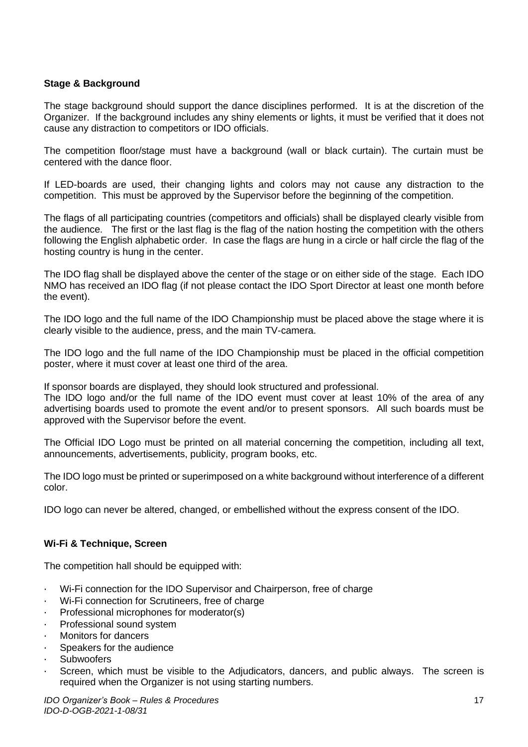### **Stage & Background**

The stage background should support the dance disciplines performed. It is at the discretion of the Organizer. If the background includes any shiny elements or lights, it must be verified that it does not cause any distraction to competitors or IDO officials.

The competition floor/stage must have a background (wall or black curtain). The curtain must be centered with the dance floor.

If LED-boards are used, their changing lights and colors may not cause any distraction to the competition. This must be approved by the Supervisor before the beginning of the competition.

The flags of all participating countries (competitors and officials) shall be displayed clearly visible from the audience. The first or the last flag is the flag of the nation hosting the competition with the others following the English alphabetic order. In case the flags are hung in a circle or half circle the flag of the hosting country is hung in the center.

The IDO flag shall be displayed above the center of the stage or on either side of the stage. Each IDO NMO has received an IDO flag (if not please contact the IDO Sport Director at least one month before the event).

The IDO logo and the full name of the IDO Championship must be placed above the stage where it is clearly visible to the audience, press, and the main TV-camera.

The IDO logo and the full name of the IDO Championship must be placed in the official competition poster, where it must cover at least one third of the area.

If sponsor boards are displayed, they should look structured and professional.
The IDO logo and/or the full name of the IDO event must cover at least 10% of the area of any advertising boards used to promote the event and/or to present sponsors. All such boards must be approved with the Supervisor before the event.

The Official IDO Logo must be printed on all material concerning the competition, including all text, announcements, advertisements, publicity, program books, etc.

The IDO logo must be printed or superimposed on a white background without interference of a different color.

IDO logo can never be altered, changed, or embellished without the express consent of the IDO.

### **Wi-Fi & Technique, Screen**

The competition hall should be equipped with:

- Wi-Fi connection for the IDO Supervisor and Chairperson, free of charge
- Wi-Fi connection for Scrutineers, free of charge
- Professional microphones for moderator(s)
- Professional sound system
- Monitors for dancers
- Speakers for the audience
- Subwoofers
- Screen, which must be visible to the Adjudicators, dancers, and public always. The screen is required when the Organizer is not using starting numbers.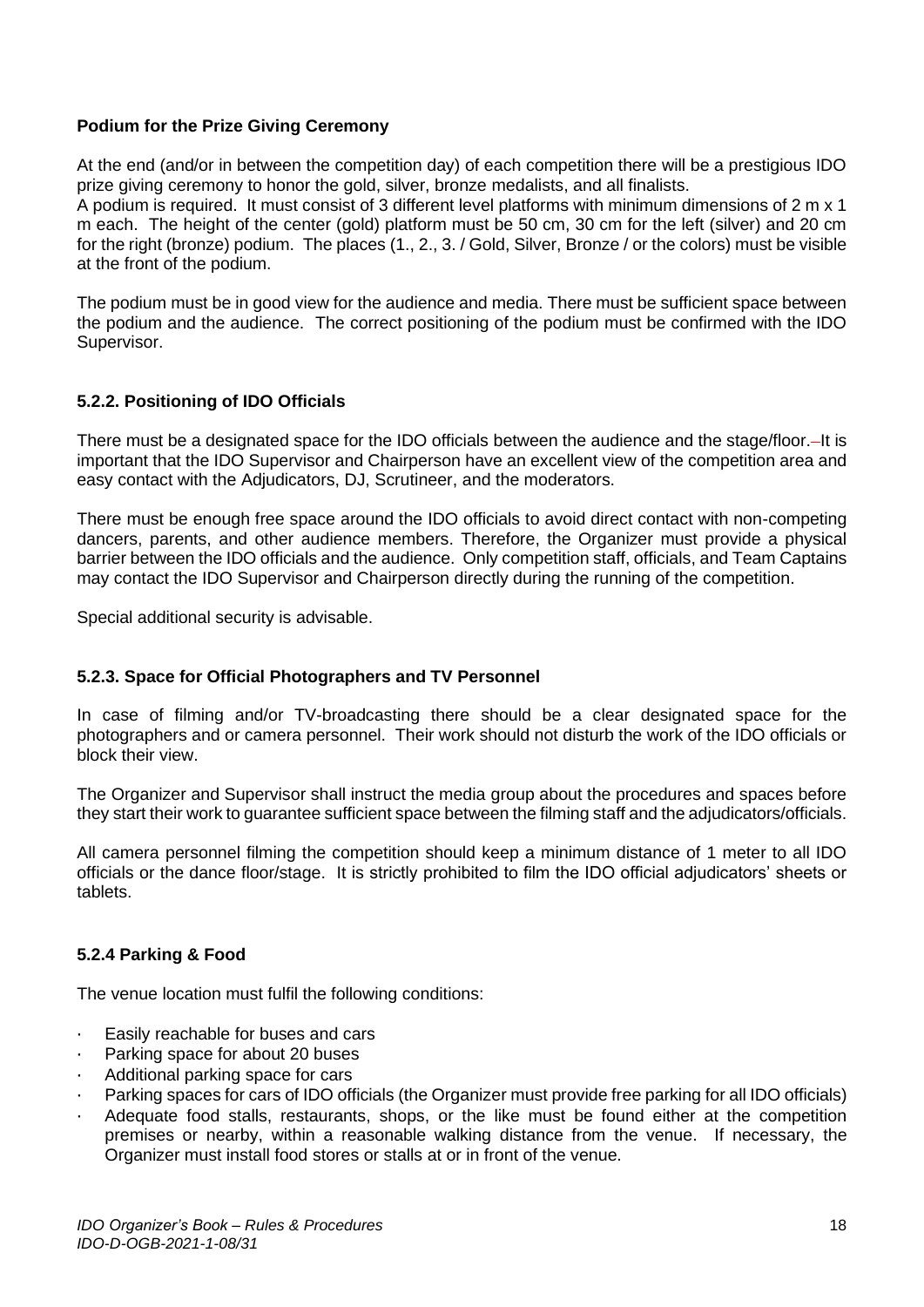**Podium for the Prize Giving Ceremony**

At the end (and/or in between the competition day) of each competition there will be a prestigious IDO prize giving ceremony to honor the gold, silver, bronze medalists, and all finalists.
A podium is required. It must consist of 3 different level platforms with minimum dimensions of 2 m x 1 m each. The height of the center (gold) platform must be 50 cm, 30 cm for the left (silver) and 20 cm for the right (bronze) podium. The places (1., 2., 3. / Gold, Silver, Bronze / or the colors) must be visible at the front of the podium.

The podium must be in good view for the audience and media. There must be sufficient space between the podium and the audience. The correct positioning of the podium must be confirmed with the IDO Supervisor.

### 5.2.2. Positioning of IDO Officials

There must be a designated space for the IDO officials between the audience and the stage/floor. It is important that the IDO Supervisor and Chairperson have an excellent view of the competition area and easy contact with the Adjudicators, DJ, Scrutineer, and the moderators.

There must be enough free space around the IDO officials to avoid direct contact with non-competing dancers, parents, and other audience members. Therefore, the Organizer must provide a physical barrier between the IDO officials and the audience. Only competition staff, officials, and Team Captains may contact the IDO Supervisor and Chairperson directly during the running of the competition.

Special additional security is advisable.

### 5.2.3. Space for Official Photographers and TV Personnel

In case of filming and/or TV-broadcasting there should be a clear designated space for the photographers and or camera personnel. Their work should not disturb the work of the IDO officials or block their view.

The Organizer and Supervisor shall instruct the media group about the procedures and spaces before they start their work to guarantee sufficient space between the filming staff and the adjudicators/officials.

All camera personnel filming the competition should keep a minimum distance of 1 meter to all IDO officials or the dance floor/stage. It is strictly prohibited to film the IDO official adjudicators' sheets or tablets.

### 5.2.4 Parking & Food

The venue location must fulfil the following conditions:

- Easily reachable for buses and cars
- Parking space for about 20 buses
- Additional parking space for cars
- Parking spaces for cars of IDO officials (the Organizer must provide free parking for all IDO officials)
- Adequate food stalls, restaurants, shops, or the like must be found either at the competition premises or nearby, within a reasonable walking distance from the venue. If necessary, the Organizer must install food stores or stalls at or in front of the venue.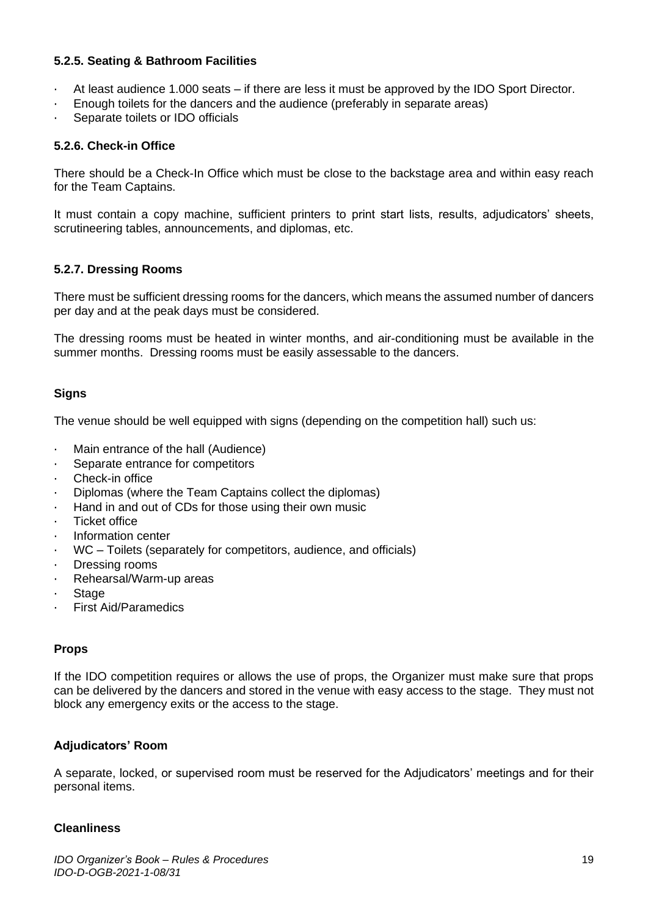### 5.2.5. Seating & Bathroom Facilities

- At least audience 1.000 seats – if there are less it must be approved by the IDO Sport Director.
- Enough toilets for the dancers and the audience (preferably in separate areas)
- Separate toilets or IDO officials

### 5.2.6. Check-in Office

There should be a Check-In Office which must be close to the backstage area and within easy reach for the Team Captains.

It must contain a copy machine, sufficient printers to print start lists, results, adjudicators' sheets, scrutineering tables, announcements, and diplomas, etc.

### 5.2.7. Dressing Rooms

There must be sufficient dressing rooms for the dancers, which means the assumed number of dancers per day and at the peak days must be considered.

The dressing rooms must be heated in winter months, and air-conditioning must be available in the summer months. Dressing rooms must be easily assessable to the dancers.

#### Signs

The venue should be well equipped with signs (depending on the competition hall) such us:

- Main entrance of the hall (Audience)
- Separate entrance for competitors
- Check-in office
- Diplomas (where the Team Captains collect the diplomas)
- Hand in and out of CDs for those using their own music
- Ticket office
- Information center
- WC – Toilets (separately for competitors, audience, and officials)
- Dressing rooms
- Rehearsal/Warm-up areas
- Stage
- First Aid/Paramedics

#### Props

If the IDO competition requires or allows the use of props, the Organizer must make sure that props can be delivered by the dancers and stored in the venue with easy access to the stage. They must not block any emergency exits or the access to the stage.

#### Adjudicators' Room

A separate, locked, or supervised room must be reserved for the Adjudicators' meetings and for their personal items.

#### Cleanliness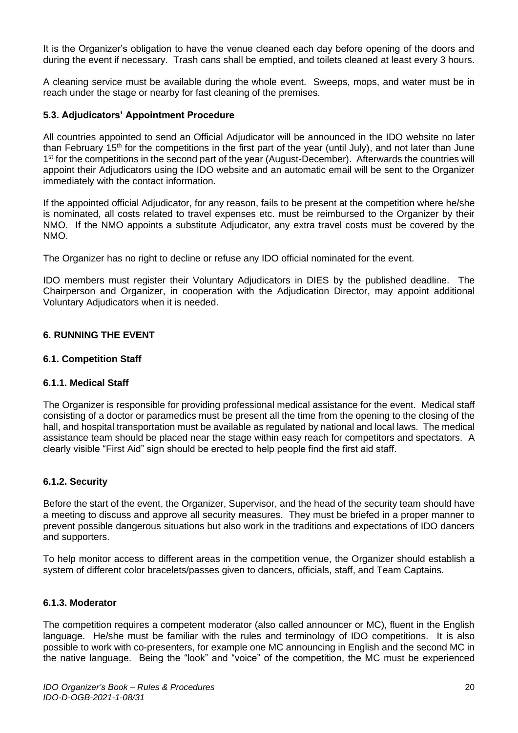It is the Organizer's obligation to have the venue cleaned each day before opening of the doors and during the event if necessary. Trash cans shall be emptied, and toilets cleaned at least every 3 hours.

A cleaning service must be available during the whole event. Sweeps, mops, and water must be in reach under the stage or nearby for fast cleaning of the premises.

### 5.3. Adjudicators' Appointment Procedure

All countries appointed to send an Official Adjudicator will be announced in the IDO website no later than February 15th for the competitions in the first part of the year (until July), and not later than June 1st for the competitions in the second part of the year (August-December). Afterwards the countries will appoint their Adjudicators using the IDO website and an automatic email will be sent to the Organizer immediately with the contact information.

If the appointed official Adjudicator, for any reason, fails to be present at the competition where he/she is nominated, all costs related to travel expenses etc. must be reimbursed to the Organizer by their NMO. If the NMO appoints a substitute Adjudicator, any extra travel costs must be covered by the NMO.

The Organizer has no right to decline or refuse any IDO official nominated for the event.

IDO members must register their Voluntary Adjudicators in DIES by the published deadline. The Chairperson and Organizer, in cooperation with the Adjudication Director, may appoint additional Voluntary Adjudicators when it is needed.

## 6. RUNNING THE EVENT

### 6.1. Competition Staff

#### 6.1.1. Medical Staff

The Organizer is responsible for providing professional medical assistance for the event. Medical staff consisting of a doctor or paramedics must be present all the time from the opening to the closing of the hall, and hospital transportation must be available as regulated by national and local laws. The medical assistance team should be placed near the stage within easy reach for competitors and spectators. A clearly visible "First Aid" sign should be erected to help people find the first aid staff.

#### 6.1.2. Security

Before the start of the event, the Organizer, Supervisor, and the head of the security team should have a meeting to discuss and approve all security measures. They must be briefed in a proper manner to prevent possible dangerous situations but also work in the traditions and expectations of IDO dancers and supporters.

To help monitor access to different areas in the competition venue, the Organizer should establish a system of different color bracelets/passes given to dancers, officials, staff, and Team Captains.

#### 6.1.3. Moderator

The competition requires a competent moderator (also called announcer or MC), fluent in the English language. He/she must be familiar with the rules and terminology of IDO competitions. It is also possible to work with co-presenters, for example one MC announcing in English and the second MC in the native language. Being the "look" and "voice" of the competition, the MC must be experienced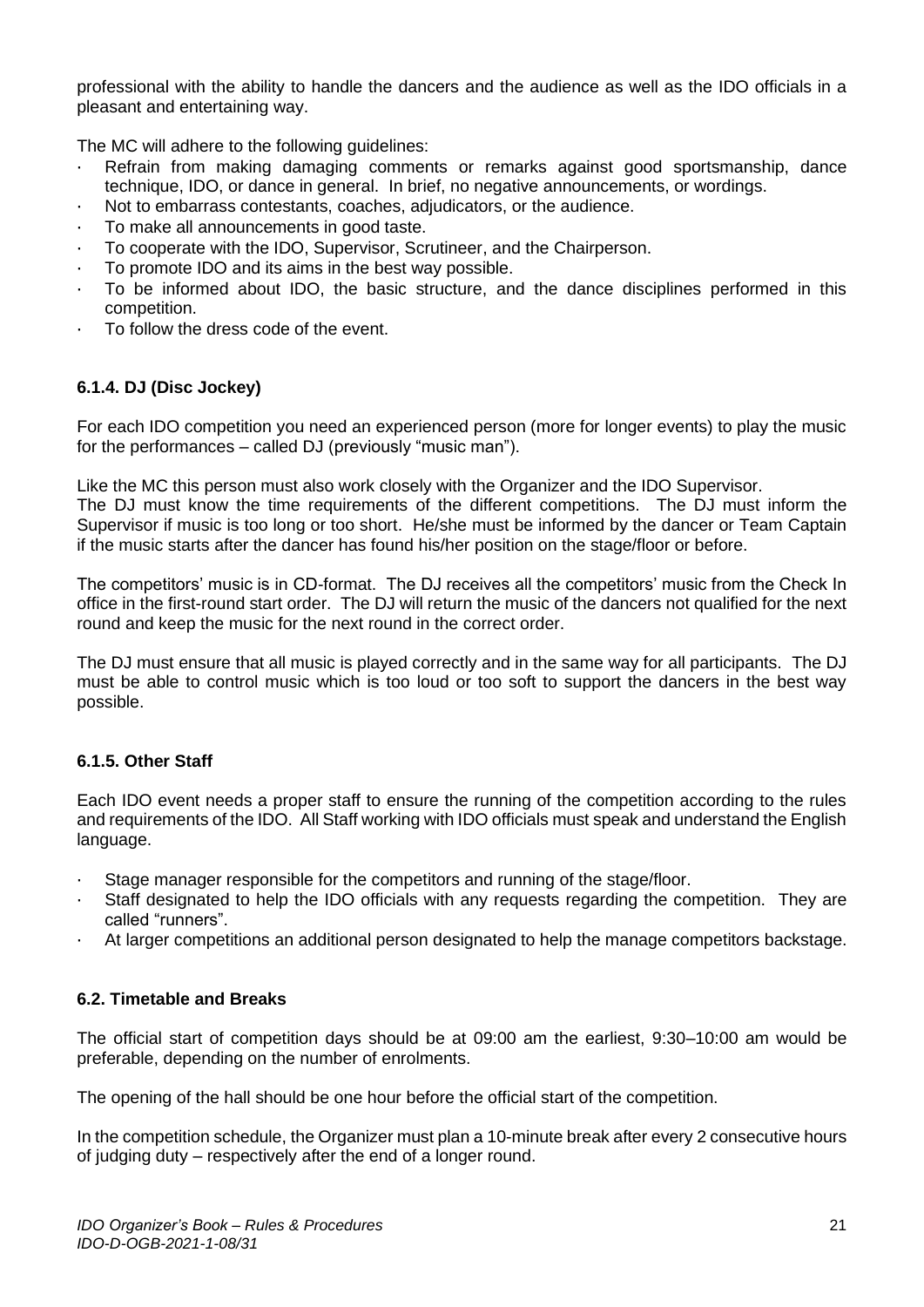professional with the ability to handle the dancers and the audience as well as the IDO officials in a pleasant and entertaining way.

The MC will adhere to the following guidelines:

- Refrain from making damaging comments or remarks against good sportsmanship, dance technique, IDO, or dance in general. In brief, no negative announcements, or wordings.
- Not to embarrass contestants, coaches, adjudicators, or the audience.
- To make all announcements in good taste.
- To cooperate with the IDO, Supervisor, Scrutineer, and the Chairperson.
- To promote IDO and its aims in the best way possible.
- To be informed about IDO, the basic structure, and the dance disciplines performed in this competition.
- To follow the dress code of the event.

### 6.1.4. DJ (Disc Jockey)

For each IDO competition you need an experienced person (more for longer events) to play the music for the performances – called DJ (previously "music man").

Like the MC this person must also work closely with the Organizer and the IDO Supervisor.
The DJ must know the time requirements of the different competitions. The DJ must inform the Supervisor if music is too long or too short. He/she must be informed by the dancer or Team Captain if the music starts after the dancer has found his/her position on the stage/floor or before.

The competitors' music is in CD-format. The DJ receives all the competitors' music from the Check In office in the first-round start order. The DJ will return the music of the dancers not qualified for the next round and keep the music for the next round in the correct order.

The DJ must ensure that all music is played correctly and in the same way for all participants. The DJ must be able to control music which is too loud or too soft to support the dancers in the best way possible.

### 6.1.5. Other Staff

Each IDO event needs a proper staff to ensure the running of the competition according to the rules and requirements of the IDO. All Staff working with IDO officials must speak and understand the English language.

- Stage manager responsible for the competitors and running of the stage/floor.
- Staff designated to help the IDO officials with any requests regarding the competition. They are called "runners".
- At larger competitions an additional person designated to help the manage competitors backstage.

### 6.2. Timetable and Breaks

The official start of competition days should be at 09:00 am the earliest, 9:30–10:00 am would be preferable, depending on the number of enrolments.

The opening of the hall should be one hour before the official start of the competition.

In the competition schedule, the Organizer must plan a 10-minute break after every 2 consecutive hours of judging duty – respectively after the end of a longer round.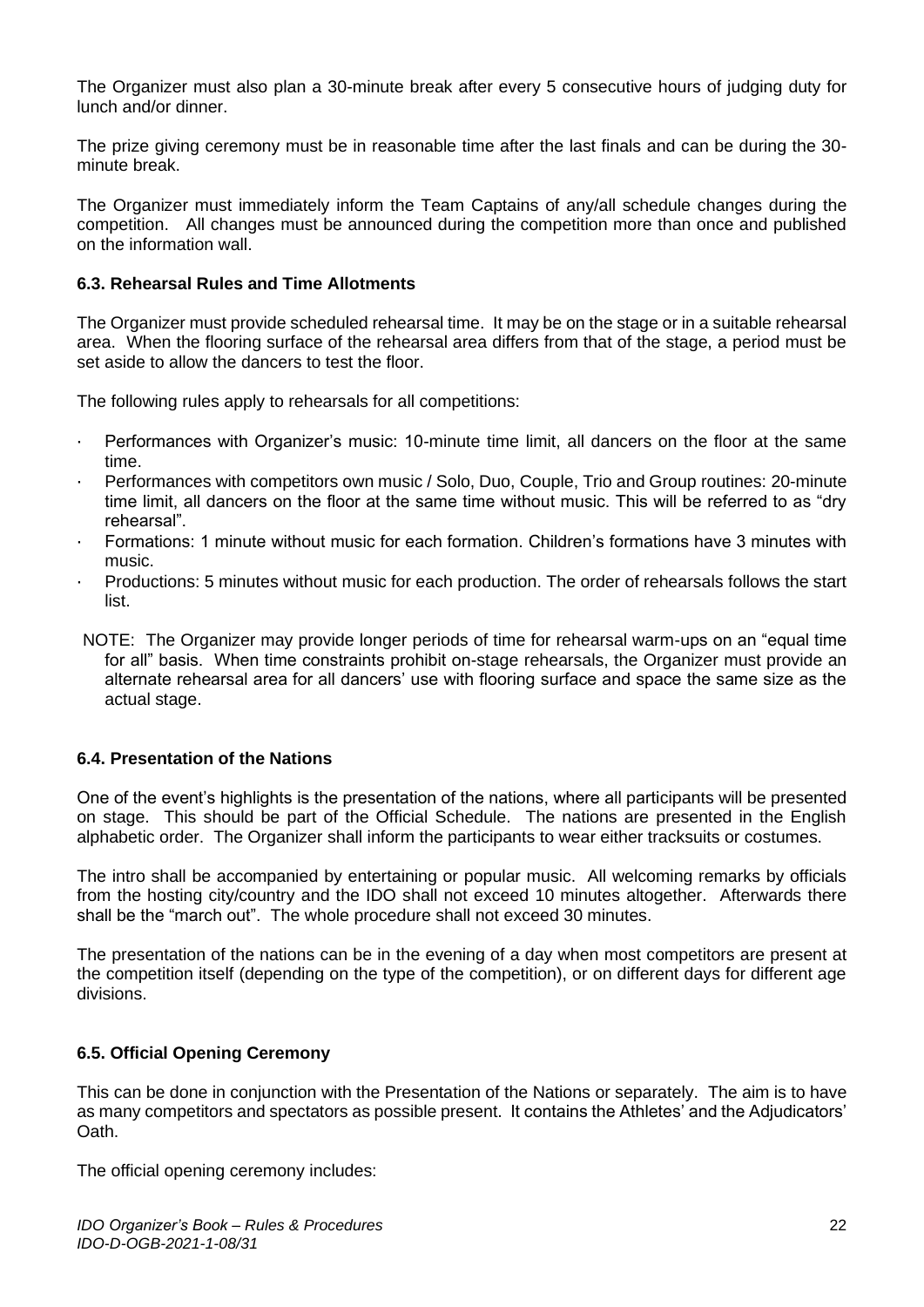The Organizer must also plan a 30-minute break after every 5 consecutive hours of judging duty for lunch and/or dinner.

The prize giving ceremony must be in reasonable time after the last finals and can be during the 30-minute break.

The Organizer must immediately inform the Team Captains of any/all schedule changes during the competition. All changes must be announced during the competition more than once and published on the information wall.

### 6.3. Rehearsal Rules and Time Allotments

The Organizer must provide scheduled rehearsal time. It may be on the stage or in a suitable rehearsal area. When the flooring surface of the rehearsal area differs from that of the stage, a period must be set aside to allow the dancers to test the floor.

The following rules apply to rehearsals for all competitions:

- Performances with Organizer's music: 10-minute time limit, all dancers on the floor at the same time.
- Performances with competitors own music / Solo, Duo, Couple, Trio and Group routines: 20-minute time limit, all dancers on the floor at the same time without music. This will be referred to as "dry rehearsal".
- Formations: 1 minute without music for each formation. Children's formations have 3 minutes with music.
- Productions: 5 minutes without music for each production. The order of rehearsals follows the start list.

NOTE: The Organizer may provide longer periods of time for rehearsal warm-ups on an "equal time for all" basis. When time constraints prohibit on-stage rehearsals, the Organizer must provide an alternate rehearsal area for all dancers' use with flooring surface and space the same size as the actual stage.

### 6.4. Presentation of the Nations

One of the event's highlights is the presentation of the nations, where all participants will be presented on stage. This should be part of the Official Schedule. The nations are presented in the English alphabetic order. The Organizer shall inform the participants to wear either tracksuits or costumes.

The intro shall be accompanied by entertaining or popular music. All welcoming remarks by officials from the hosting city/country and the IDO shall not exceed 10 minutes altogether. Afterwards there shall be the "march out". The whole procedure shall not exceed 30 minutes.

The presentation of the nations can be in the evening of a day when most competitors are present at the competition itself (depending on the type of the competition), or on different days for different age divisions.

### 6.5. Official Opening Ceremony

This can be done in conjunction with the Presentation of the Nations or separately. The aim is to have as many competitors and spectators as possible present. It contains the Athletes' and the Adjudicators' Oath.

The official opening ceremony includes: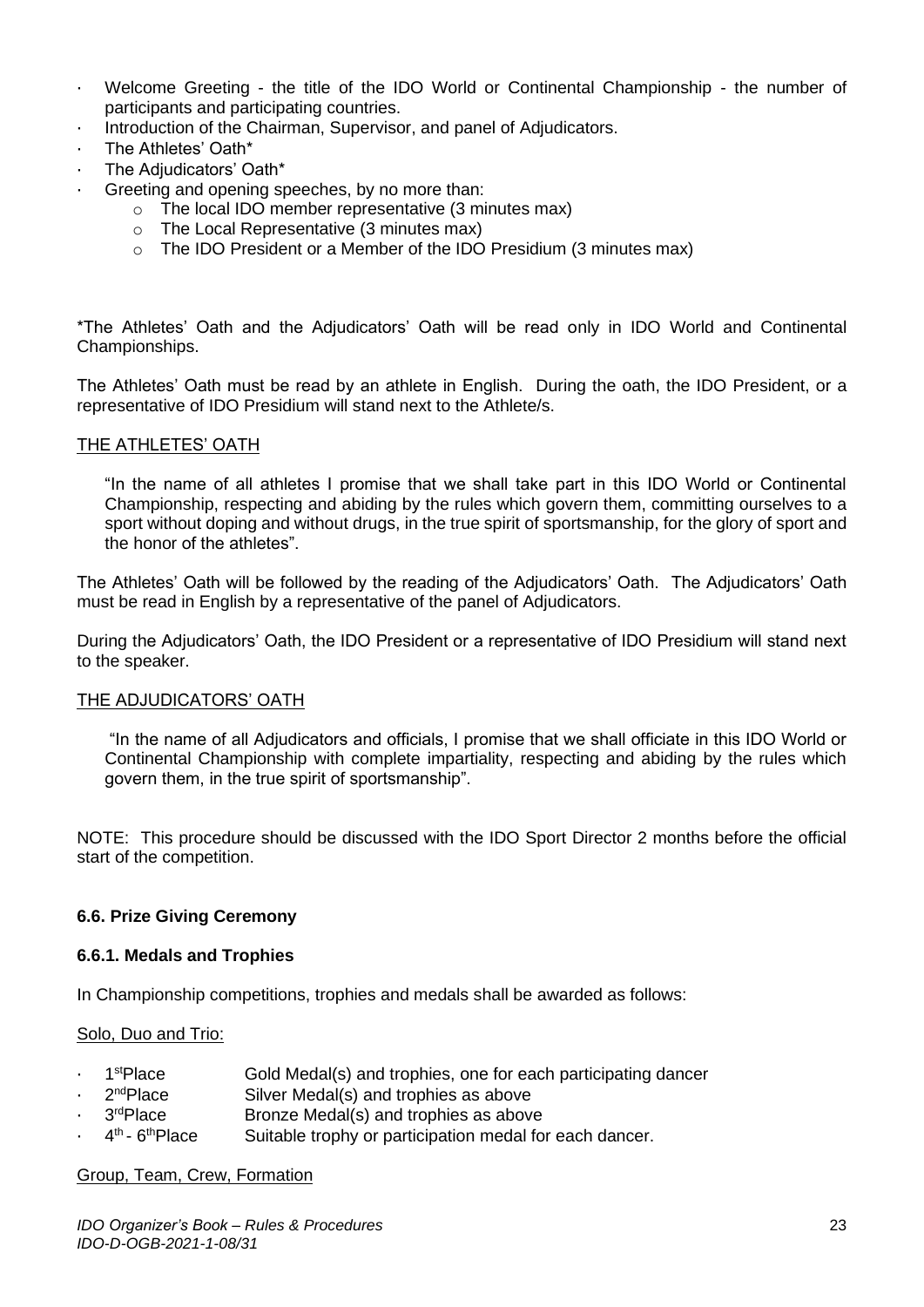- Welcome Greeting - the title of the IDO World or Continental Championship - the number of participants and participating countries.
- Introduction of the Chairman, Supervisor, and panel of Adjudicators.
- The Athletes' Oath*
- The Adjudicators' Oath*
- Greeting and opening speeches, by no more than:
  - The local IDO member representative (3 minutes max)
  - The Local Representative (3 minutes max)
  - The IDO President or a Member of the IDO Presidium (3 minutes max)

*The Athletes' Oath and the Adjudicators' Oath will be read only in IDO World and Continental Championships.

The Athletes' Oath must be read by an athlete in English. During the oath, the IDO President, or a representative of IDO Presidium will stand next to the Athlete/s.

THE ATHLETES' OATH

"In the name of all athletes I promise that we shall take part in this IDO World or Continental Championship, respecting and abiding by the rules which govern them, committing ourselves to a sport without doping and without drugs, in the true spirit of sportsmanship, for the glory of sport and the honor of the athletes".

The Athletes' Oath will be followed by the reading of the Adjudicators' Oath. The Adjudicators' Oath must be read in English by a representative of the panel of Adjudicators.

During the Adjudicators' Oath, the IDO President or a representative of IDO Presidium will stand next to the speaker.

THE ADJUDICATORS' OATH

"In the name of all Adjudicators and officials, I promise that we shall officiate in this IDO World or Continental Championship with complete impartiality, respecting and abiding by the rules which govern them, in the true spirit of sportsmanship".

NOTE: This procedure should be discussed with the IDO Sport Director 2 months before the official start of the competition.

### 6.6. Prize Giving Ceremony

#### 6.6.1. Medals and Trophies

In Championship competitions, trophies and medals shall be awarded as follows:

Solo, Duo and Trio:

- 1st Place — Gold Medal(s) and trophies, one for each participating dancer
- 2nd Place — Silver Medal(s) and trophies as above
- 3rd Place — Bronze Medal(s) and trophies as above
- 4th - 6th Place — Suitable trophy or participation medal for each dancer.

Group, Team, Crew, Formation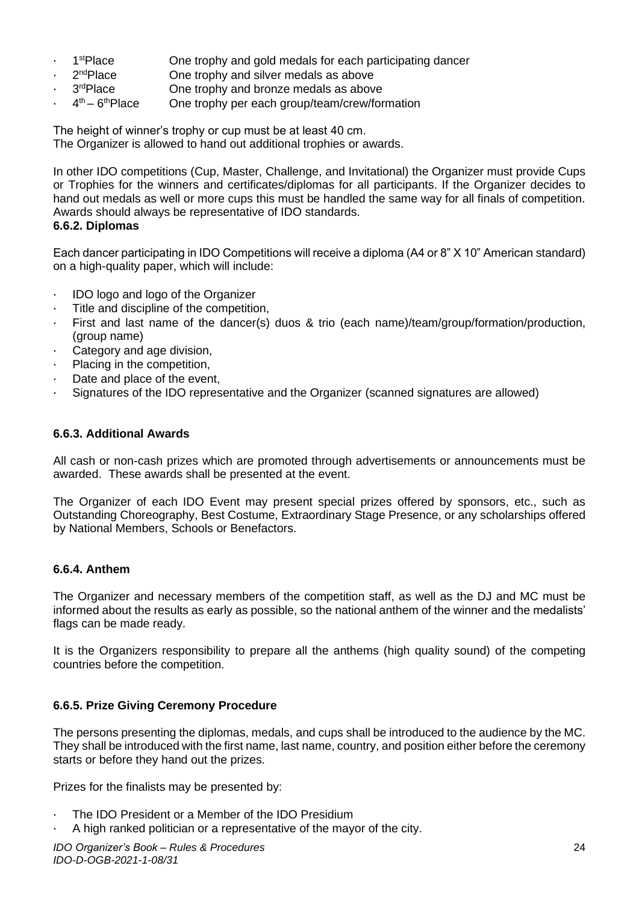- 1st Place One trophy and gold medals for each participating dancer
- 2nd Place One trophy and silver medals as above
- 3rd Place One trophy and bronze medals as above
- 4th – 6th Place One trophy per each group/team/crew/formation

The height of winner's trophy or cup must be at least 40 cm.
The Organizer is allowed to hand out additional trophies or awards.

In other IDO competitions (Cup, Master, Challenge, and Invitational) the Organizer must provide Cups or Trophies for the winners and certificates/diplomas for all participants. If the Organizer decides to hand out medals as well or more cups this must be handled the same way for all finals of competition. Awards should always be representative of IDO standards.

**6.6.2. Diplomas**

Each dancer participating in IDO Competitions will receive a diploma (A4 or 8" X 10" American standard) on a high-quality paper, which will include:

- IDO logo and logo of the Organizer
- Title and discipline of the competition,
- First and last name of the dancer(s) duos & trio (each name)/team/group/formation/production, (group name)
- Category and age division,
- Placing in the competition,
- Date and place of the event,
- Signatures of the IDO representative and the Organizer (scanned signatures are allowed)

**6.6.3. Additional Awards**

All cash or non-cash prizes which are promoted through advertisements or announcements must be awarded. These awards shall be presented at the event.

The Organizer of each IDO Event may present special prizes offered by sponsors, etc., such as Outstanding Choreography, Best Costume, Extraordinary Stage Presence, or any scholarships offered by National Members, Schools or Benefactors.

**6.6.4. Anthem**

The Organizer and necessary members of the competition staff, as well as the DJ and MC must be informed about the results as early as possible, so the national anthem of the winner and the medalists' flags can be made ready.

It is the Organizers responsibility to prepare all the anthems (high quality sound) of the competing countries before the competition.

**6.6.5. Prize Giving Ceremony Procedure**

The persons presenting the diplomas, medals, and cups shall be introduced to the audience by the MC. They shall be introduced with the first name, last name, country, and position either before the ceremony starts or before they hand out the prizes.

Prizes for the finalists may be presented by:

- The IDO President or a Member of the IDO Presidium
- A high ranked politician or a representative of the mayor of the city.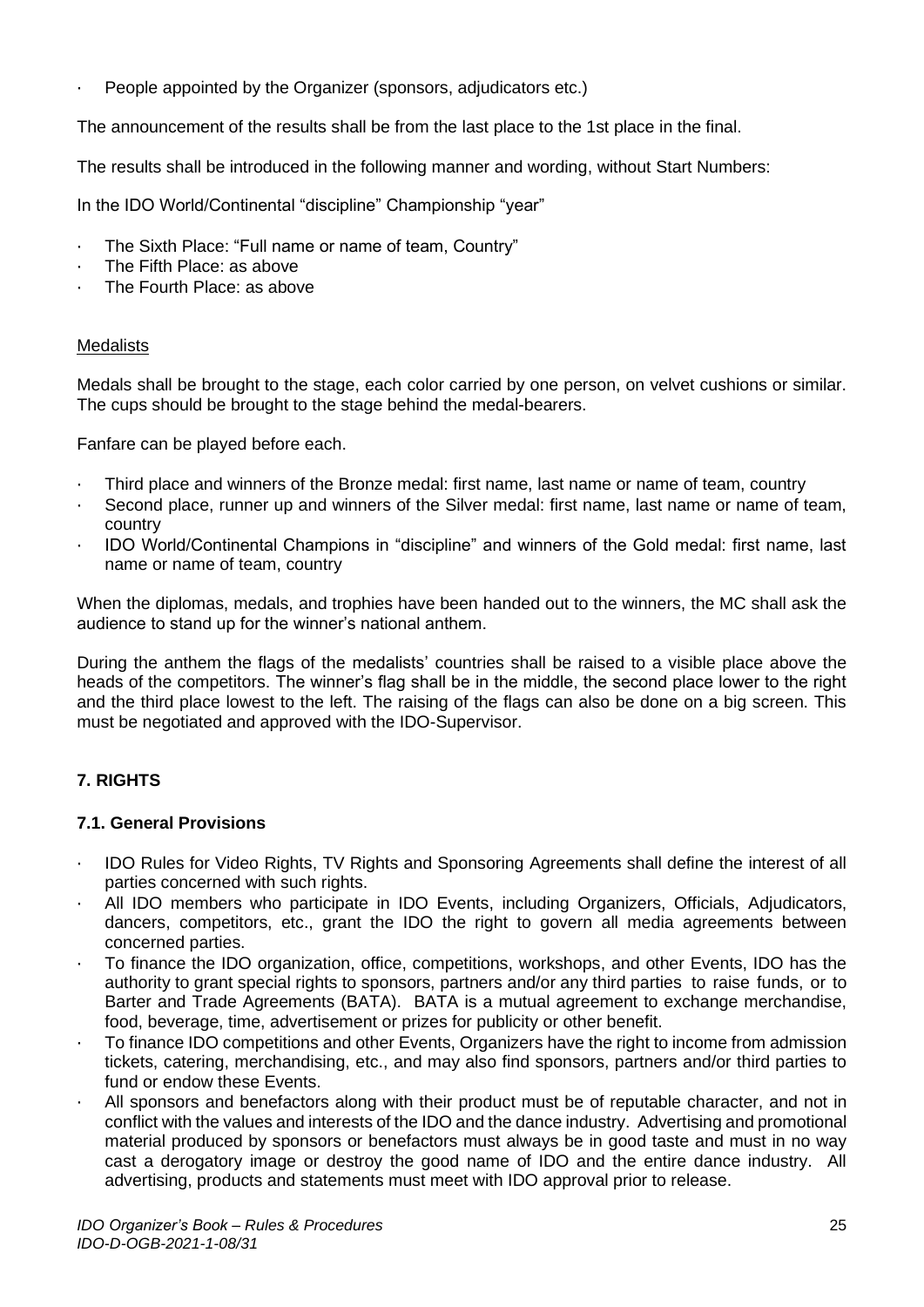- People appointed by the Organizer (sponsors, adjudicators etc.)

The announcement of the results shall be from the last place to the 1st place in the final.

The results shall be introduced in the following manner and wording, without Start Numbers:

In the IDO World/Continental "discipline" Championship "year"

- The Sixth Place: "Full name or name of team, Country"
- The Fifth Place: as above
- The Fourth Place: as above

<u>Medalists</u>

Medals shall be brought to the stage, each color carried by one person, on velvet cushions or similar. The cups should be brought to the stage behind the medal-bearers.

Fanfare can be played before each.

- Third place and winners of the Bronze medal: first name, last name or name of team, country
- Second place, runner up and winners of the Silver medal: first name, last name or name of team, country
- IDO World/Continental Champions in "discipline" and winners of the Gold medal: first name, last name or name of team, country

When the diplomas, medals, and trophies have been handed out to the winners, the MC shall ask the audience to stand up for the winner's national anthem.

During the anthem the flags of the medalists' countries shall be raised to a visible place above the heads of the competitors. The winner's flag shall be in the middle, the second place lower to the right and the third place lowest to the left. The raising of the flags can also be done on a big screen. This must be negotiated and approved with the IDO-Supervisor.

## 7. RIGHTS

### 7.1. General Provisions

- IDO Rules for Video Rights, TV Rights and Sponsoring Agreements shall define the interest of all parties concerned with such rights.
- All IDO members who participate in IDO Events, including Organizers, Officials, Adjudicators, dancers, competitors, etc., grant the IDO the right to govern all media agreements between concerned parties.
- To finance the IDO organization, office, competitions, workshops, and other Events, IDO has the authority to grant special rights to sponsors, partners and/or any third parties to raise funds, or to Barter and Trade Agreements (BATA). BATA is a mutual agreement to exchange merchandise, food, beverage, time, advertisement or prizes for publicity or other benefit.
- To finance IDO competitions and other Events, Organizers have the right to income from admission tickets, catering, merchandising, etc., and may also find sponsors, partners and/or third parties to fund or endow these Events.
- All sponsors and benefactors along with their product must be of reputable character, and not in conflict with the values and interests of the IDO and the dance industry. Advertising and promotional material produced by sponsors or benefactors must always be in good taste and must in no way cast a derogatory image or destroy the good name of IDO and the entire dance industry. All advertising, products and statements must meet with IDO approval prior to release.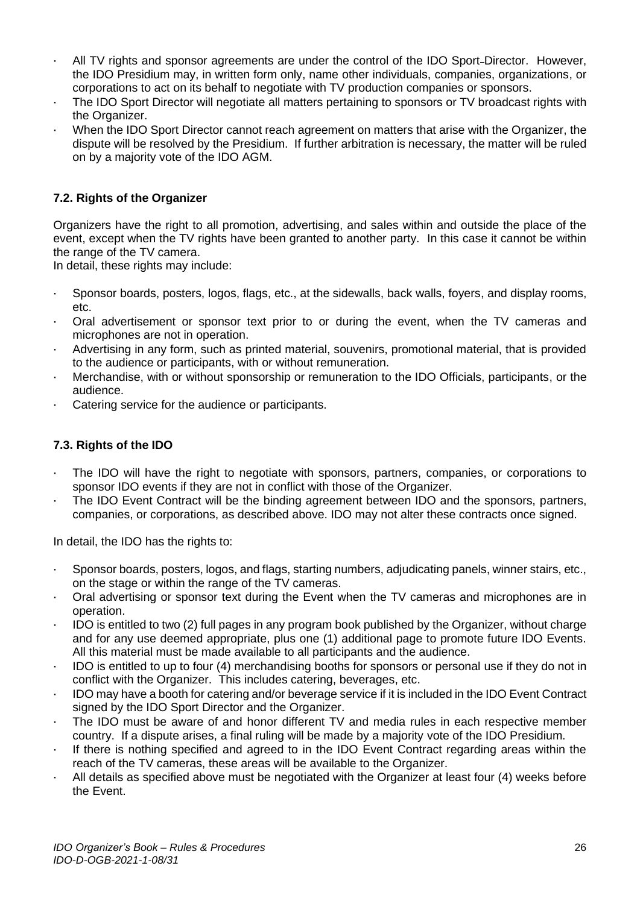- All TV rights and sponsor agreements are under the control of the IDO Sport Director. However, the IDO Presidium may, in written form only, name other individuals, companies, organizations, or corporations to act on its behalf to negotiate with TV production companies or sponsors.
- The IDO Sport Director will negotiate all matters pertaining to sponsors or TV broadcast rights with the Organizer.
- When the IDO Sport Director cannot reach agreement on matters that arise with the Organizer, the dispute will be resolved by the Presidium. If further arbitration is necessary, the matter will be ruled on by a majority vote of the IDO AGM.

### 7.2. Rights of the Organizer

Organizers have the right to all promotion, advertising, and sales within and outside the place of the event, except when the TV rights have been granted to another party. In this case it cannot be within the range of the TV camera.
In detail, these rights may include:

- Sponsor boards, posters, logos, flags, etc., at the sidewalls, back walls, foyers, and display rooms, etc.
- Oral advertisement or sponsor text prior to or during the event, when the TV cameras and microphones are not in operation.
- Advertising in any form, such as printed material, souvenirs, promotional material, that is provided to the audience or participants, with or without remuneration.
- Merchandise, with or without sponsorship or remuneration to the IDO Officials, participants, or the audience.
- Catering service for the audience or participants.

### 7.3. Rights of the IDO

- The IDO will have the right to negotiate with sponsors, partners, companies, or corporations to sponsor IDO events if they are not in conflict with those of the Organizer.
- The IDO Event Contract will be the binding agreement between IDO and the sponsors, partners, companies, or corporations, as described above. IDO may not alter these contracts once signed.

In detail, the IDO has the rights to:

- Sponsor boards, posters, logos, and flags, starting numbers, adjudicating panels, winner stairs, etc., on the stage or within the range of the TV cameras.
- Oral advertising or sponsor text during the Event when the TV cameras and microphones are in operation.
- IDO is entitled to two (2) full pages in any program book published by the Organizer, without charge and for any use deemed appropriate, plus one (1) additional page to promote future IDO Events. All this material must be made available to all participants and the audience.
- IDO is entitled to up to four (4) merchandising booths for sponsors or personal use if they do not in conflict with the Organizer. This includes catering, beverages, etc.
- IDO may have a booth for catering and/or beverage service if it is included in the IDO Event Contract signed by the IDO Sport Director and the Organizer.
- The IDO must be aware of and honor different TV and media rules in each respective member country. If a dispute arises, a final ruling will be made by a majority vote of the IDO Presidium.
- If there is nothing specified and agreed to in the IDO Event Contract regarding areas within the reach of the TV cameras, these areas will be available to the Organizer.
- All details as specified above must be negotiated with the Organizer at least four (4) weeks before the Event.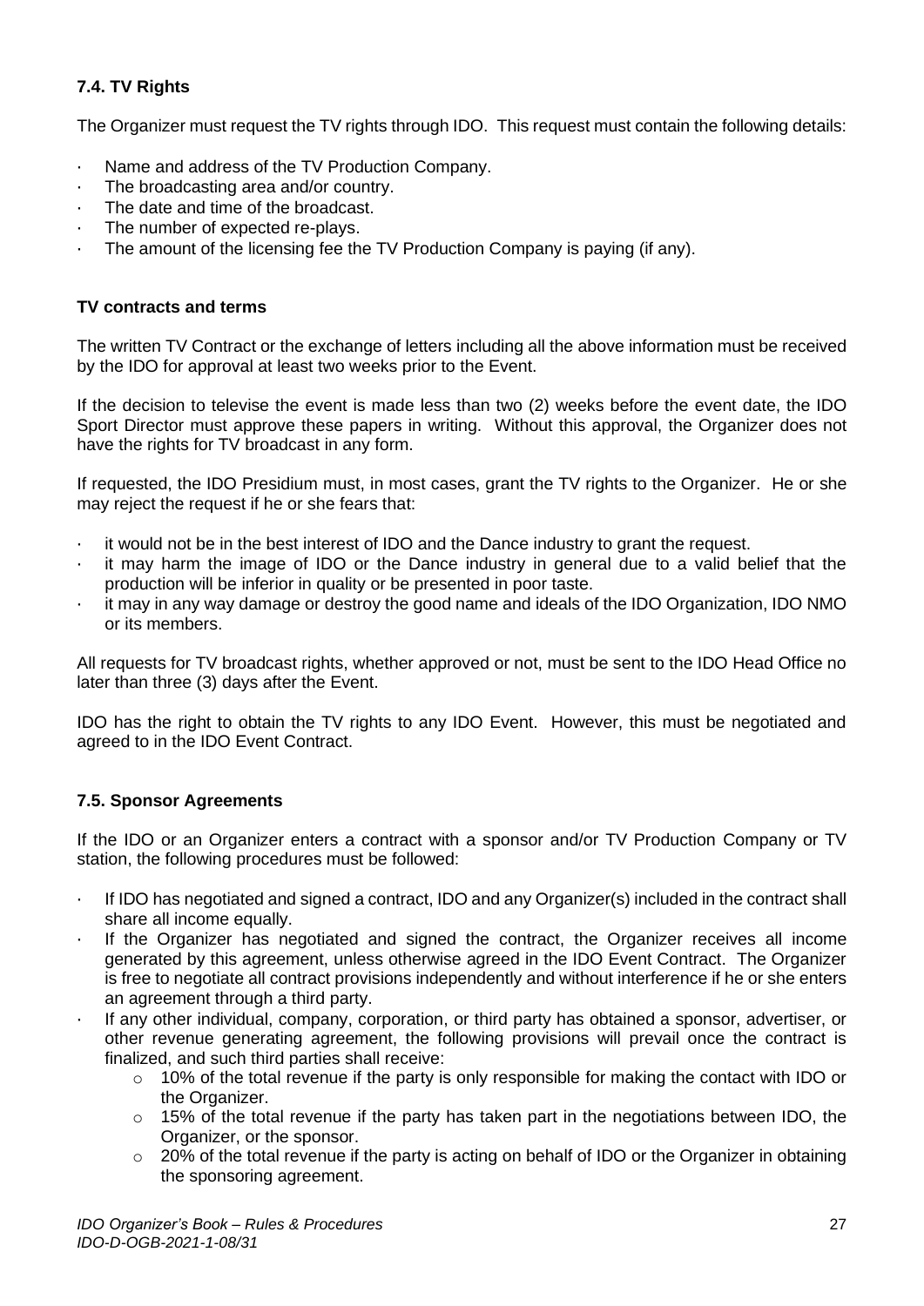### 7.4. TV Rights

The Organizer must request the TV rights through IDO. This request must contain the following details:

- Name and address of the TV Production Company.
- The broadcasting area and/or country.
- The date and time of the broadcast.
- The number of expected re-plays.
- The amount of the licensing fee the TV Production Company is paying (if any).

#### TV contracts and terms

The written TV Contract or the exchange of letters including all the above information must be received by the IDO for approval at least two weeks prior to the Event.

If the decision to televise the event is made less than two (2) weeks before the event date, the IDO Sport Director must approve these papers in writing. Without this approval, the Organizer does not have the rights for TV broadcast in any form.

If requested, the IDO Presidium must, in most cases, grant the TV rights to the Organizer. He or she may reject the request if he or she fears that:

- it would not be in the best interest of IDO and the Dance industry to grant the request.
- it may harm the image of IDO or the Dance industry in general due to a valid belief that the production will be inferior in quality or be presented in poor taste.
- it may in any way damage or destroy the good name and ideals of the IDO Organization, IDO NMO or its members.

All requests for TV broadcast rights, whether approved or not, must be sent to the IDO Head Office no later than three (3) days after the Event.

IDO has the right to obtain the TV rights to any IDO Event. However, this must be negotiated and agreed to in the IDO Event Contract.

### 7.5. Sponsor Agreements

If the IDO or an Organizer enters a contract with a sponsor and/or TV Production Company or TV station, the following procedures must be followed:

- If IDO has negotiated and signed a contract, IDO and any Organizer(s) included in the contract shall share all income equally.
- If the Organizer has negotiated and signed the contract, the Organizer receives all income generated by this agreement, unless otherwise agreed in the IDO Event Contract. The Organizer is free to negotiate all contract provisions independently and without interference if he or she enters an agreement through a third party.
- If any other individual, company, corporation, or third party has obtained a sponsor, advertiser, or other revenue generating agreement, the following provisions will prevail once the contract is finalized, and such third parties shall receive:
    - 10% of the total revenue if the party is only responsible for making the contact with IDO or the Organizer.
    - 15% of the total revenue if the party has taken part in the negotiations between IDO, the Organizer, or the sponsor.
    - 20% of the total revenue if the party is acting on behalf of IDO or the Organizer in obtaining the sponsoring agreement.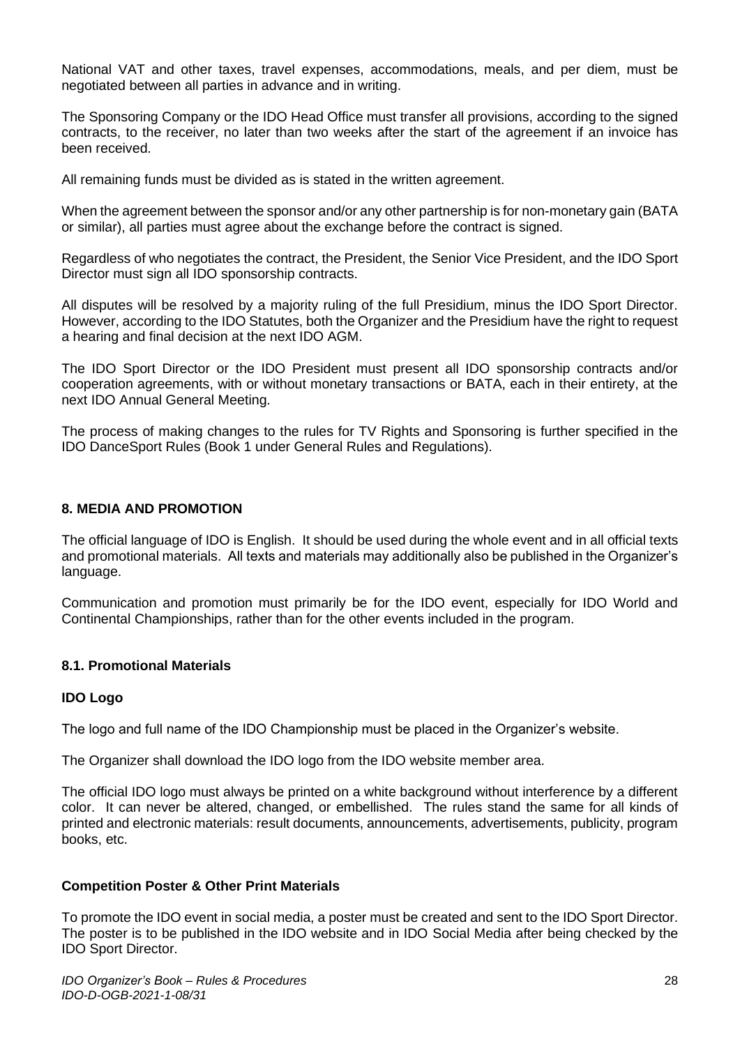National VAT and other taxes, travel expenses, accommodations, meals, and per diem, must be negotiated between all parties in advance and in writing.

The Sponsoring Company or the IDO Head Office must transfer all provisions, according to the signed contracts, to the receiver, no later than two weeks after the start of the agreement if an invoice has been received.

All remaining funds must be divided as is stated in the written agreement.

When the agreement between the sponsor and/or any other partnership is for non-monetary gain (BATA or similar), all parties must agree about the exchange before the contract is signed.

Regardless of who negotiates the contract, the President, the Senior Vice President, and the IDO Sport Director must sign all IDO sponsorship contracts.

All disputes will be resolved by a majority ruling of the full Presidium, minus the IDO Sport Director. However, according to the IDO Statutes, both the Organizer and the Presidium have the right to request a hearing and final decision at the next IDO AGM.

The IDO Sport Director or the IDO President must present all IDO sponsorship contracts and/or cooperation agreements, with or without monetary transactions or BATA, each in their entirety, at the next IDO Annual General Meeting.

The process of making changes to the rules for TV Rights and Sponsoring is further specified in the IDO DanceSport Rules (Book 1 under General Rules and Regulations).

## 8. MEDIA AND PROMOTION

The official language of IDO is English. It should be used during the whole event and in all official texts and promotional materials. All texts and materials may additionally also be published in the Organizer's language.

Communication and promotion must primarily be for the IDO event, especially for IDO World and Continental Championships, rather than for the other events included in the program.

### 8.1. Promotional Materials

#### IDO Logo

The logo and full name of the IDO Championship must be placed in the Organizer's website.

The Organizer shall download the IDO logo from the IDO website member area.

The official IDO logo must always be printed on a white background without interference by a different color. It can never be altered, changed, or embellished. The rules stand the same for all kinds of printed and electronic materials: result documents, announcements, advertisements, publicity, program books, etc.

#### Competition Poster & Other Print Materials

To promote the IDO event in social media, a poster must be created and sent to the IDO Sport Director. The poster is to be published in the IDO website and in IDO Social Media after being checked by the IDO Sport Director.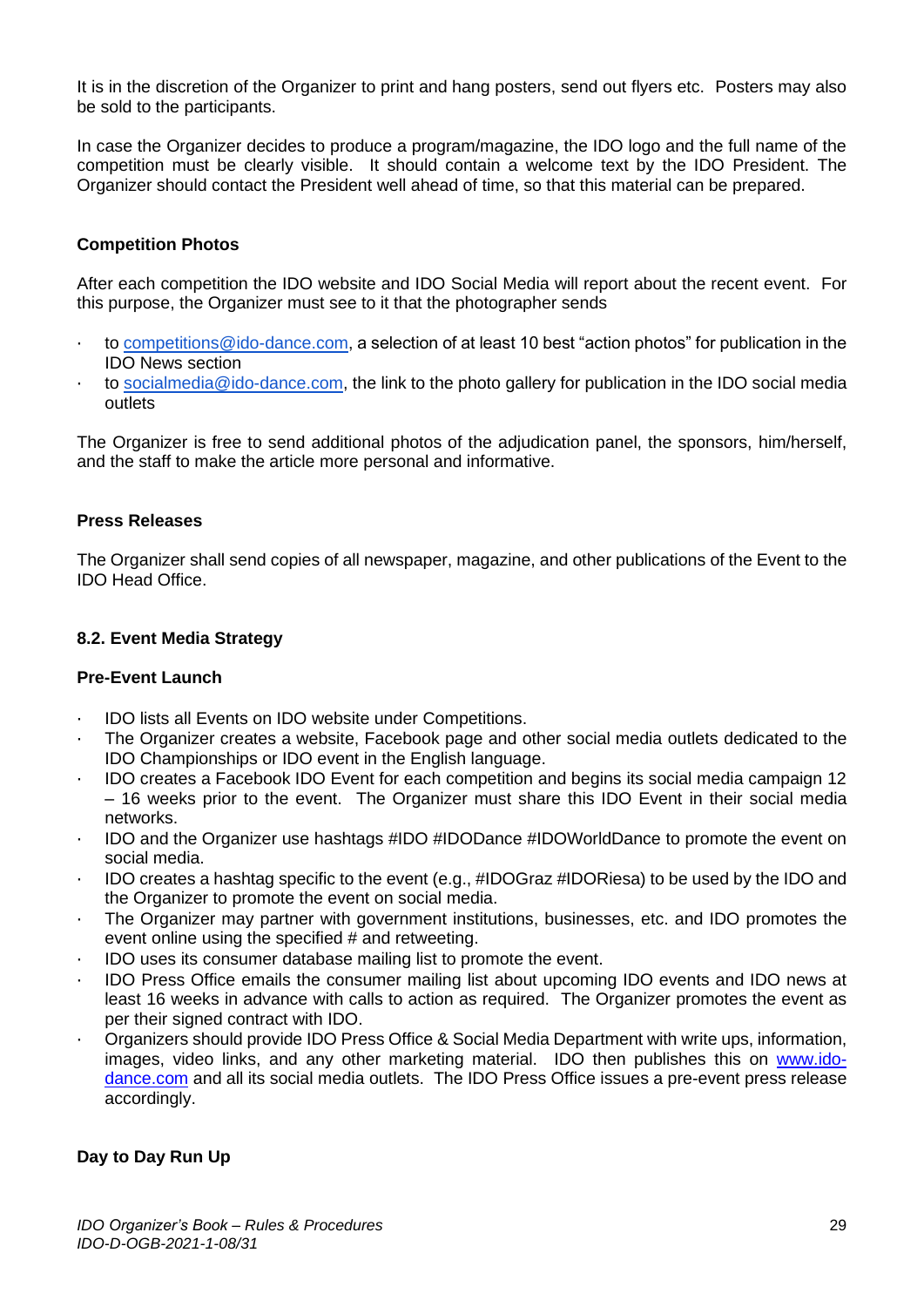It is in the discretion of the Organizer to print and hang posters, send out flyers etc. Posters may also be sold to the participants.

In case the Organizer decides to produce a program/magazine, the IDO logo and the full name of the competition must be clearly visible. It should contain a welcome text by the IDO President. The Organizer should contact the President well ahead of time, so that this material can be prepared.

**Competition Photos**

After each competition the IDO website and IDO Social Media will report about the recent event. For this purpose, the Organizer must see to it that the photographer sends

- to competitions@ido-dance.com, a selection of at least 10 best "action photos" for publication in the IDO News section
- to socialmedia@ido-dance.com, the link to the photo gallery for publication in the IDO social media outlets

The Organizer is free to send additional photos of the adjudication panel, the sponsors, him/herself, and the staff to make the article more personal and informative.

**Press Releases**

The Organizer shall send copies of all newspaper, magazine, and other publications of the Event to the IDO Head Office.

### 8.2. Event Media Strategy

**Pre-Event Launch**

- IDO lists all Events on IDO website under Competitions.
- The Organizer creates a website, Facebook page and other social media outlets dedicated to the IDO Championships or IDO event in the English language.
- IDO creates a Facebook IDO Event for each competition and begins its social media campaign 12 – 16 weeks prior to the event. The Organizer must share this IDO Event in their social media networks.
- IDO and the Organizer use hashtags #IDO #IDODance #IDOWorldDance to promote the event on social media.
- IDO creates a hashtag specific to the event (e.g., #IDOGraz #IDORiesa) to be used by the IDO and the Organizer to promote the event on social media.
- The Organizer may partner with government institutions, businesses, etc. and IDO promotes the event online using the specified # and retweeting.
- IDO uses its consumer database mailing list to promote the event.
- IDO Press Office emails the consumer mailing list about upcoming IDO events and IDO news at least 16 weeks in advance with calls to action as required. The Organizer promotes the event as per their signed contract with IDO.
- Organizers should provide IDO Press Office & Social Media Department with write ups, information, images, video links, and any other marketing material. IDO then publishes this on www.ido-dance.com and all its social media outlets. The IDO Press Office issues a pre-event press release accordingly.

**Day to Day Run Up**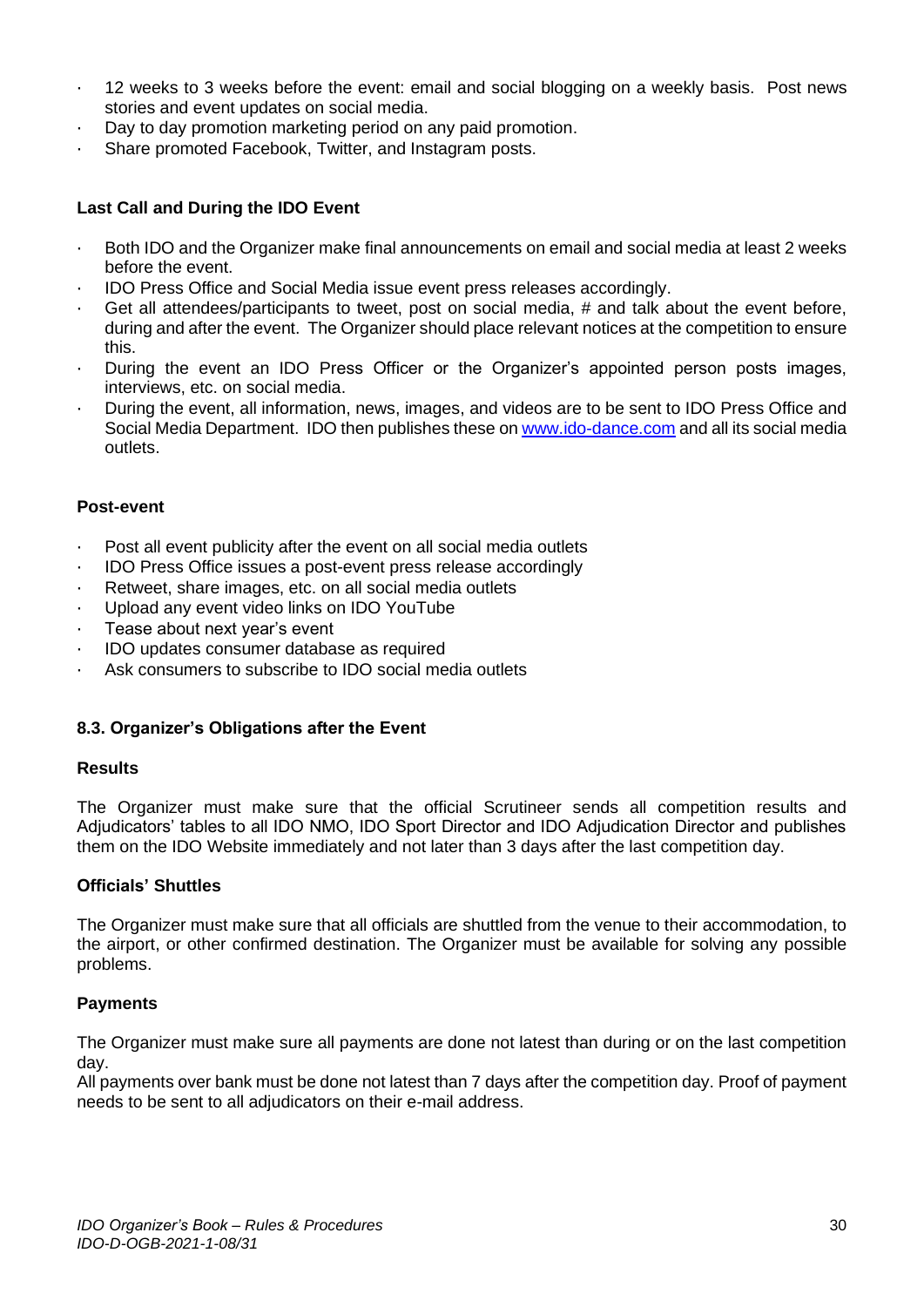- 12 weeks to 3 weeks before the event: email and social blogging on a weekly basis. Post news stories and event updates on social media.
- Day to day promotion marketing period on any paid promotion.
- Share promoted Facebook, Twitter, and Instagram posts.

**Last Call and During the IDO Event**

- Both IDO and the Organizer make final announcements on email and social media at least 2 weeks before the event.
- IDO Press Office and Social Media issue event press releases accordingly.
- Get all attendees/participants to tweet, post on social media, # and talk about the event before, during and after the event. The Organizer should place relevant notices at the competition to ensure this.
- During the event an IDO Press Officer or the Organizer's appointed person posts images, interviews, etc. on social media.
- During the event, all information, news, images, and videos are to be sent to IDO Press Office and Social Media Department. IDO then publishes these on [www.ido-dance.com](http://www.ido-dance.com) and all its social media outlets.

**Post-event**

- Post all event publicity after the event on all social media outlets
- IDO Press Office issues a post-event press release accordingly
- Retweet, share images, etc. on all social media outlets
- Upload any event video links on IDO YouTube
- Tease about next year's event
- IDO updates consumer database as required
- Ask consumers to subscribe to IDO social media outlets

### 8.3. Organizer's Obligations after the Event

**Results**

The Organizer must make sure that the official Scrutineer sends all competition results and Adjudicators' tables to all IDO NMO, IDO Sport Director and IDO Adjudication Director and publishes them on the IDO Website immediately and not later than 3 days after the last competition day.

**Officials' Shuttles**

The Organizer must make sure that all officials are shuttled from the venue to their accommodation, to the airport, or other confirmed destination. The Organizer must be available for solving any possible problems.

**Payments**

The Organizer must make sure all payments are done not latest than during or on the last competition day.
All payments over bank must be done not latest than 7 days after the competition day. Proof of payment needs to be sent to all adjudicators on their e-mail address.